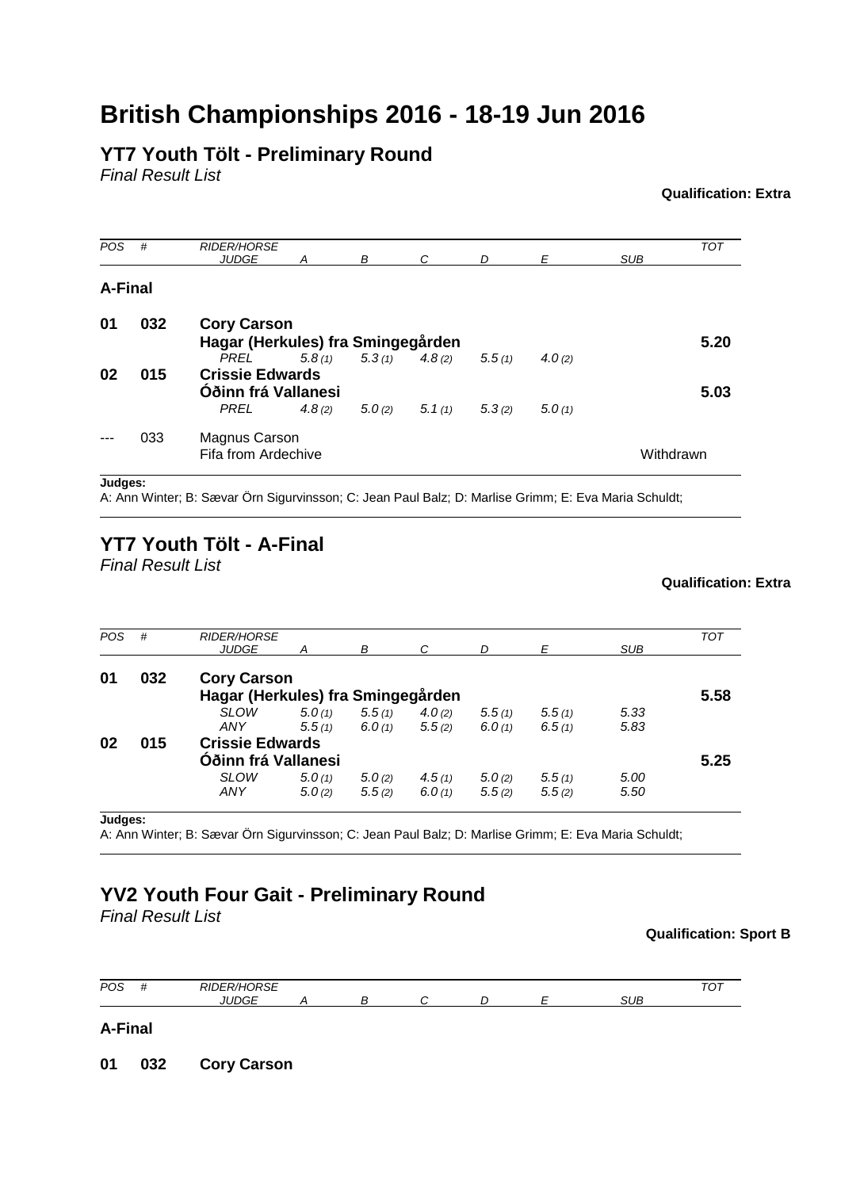# British Championships 2016 - 18-19 Jun 2016

## YT7 Youth Tölt - Preliminary Round

*Final Result List*

**Qualification: Extra**

| POS | # | RIDER/HORSE<br>JUDGE | A | B | C | D | E | SUB | TOT |
|---|---|---|---|---|---|---|---|---|---|
| **A-Final** | | | | | | | | | |
| **01** | **032** | **Cory Carson**<br>**Hagar (Herkules) fra Smingegården** | | | | | | | **5.20** |
| | | *PREL* | *5.8 (1)* | *5.3 (1)* | *4.8 (2)* | *5.5 (1)* | *4.0 (2)* | | |
| **02** | **015** | **Crissie Edwards**<br>**Óðinn frá Vallanesi** | | | | | | | **5.03** |
| | | *PREL* | *4.8 (2)* | *5.0 (2)* | *5.1 (1)* | *5.3 (2)* | *5.0 (1)* | | |
| --- | 033 | Magnus Carson<br>Fifa from Ardechive | | | | | | Withdrawn | |

**Judges:**
A: Ann Winter; B: Sævar Örn Sigurvinsson; C: Jean Paul Balz; D: Marlise Grimm; E: Eva Maria Schuldt;

## YT7 Youth Tölt - A-Final

*Final Result List*

**Qualification: Extra**

| POS | # | RIDER/HORSE<br>JUDGE | A | B | C | D | E | SUB | TOT |
|---|---|---|---|---|---|---|---|---|---|
| **01** | **032** | **Cory Carson**<br>**Hagar (Herkules) fra Smingegården** | | | | | | | **5.58** |
| | | *SLOW* | *5.0 (1)* | *5.5 (1)* | *4.0 (2)* | *5.5 (1)* | *5.5 (1)* | *5.33* | |
| | | *ANY* | *5.5 (1)* | *6.0 (1)* | *5.5 (2)* | *6.0 (1)* | *6.5 (1)* | *5.83* | |
| **02** | **015** | **Crissie Edwards**<br>**Óðinn frá Vallanesi** | | | | | | | **5.25** |
| | | *SLOW* | *5.0 (1)* | *5.0 (2)* | *4.5 (1)* | *5.0 (2)* | *5.5 (1)* | *5.00* | |
| | | *ANY* | *5.0 (2)* | *5.5 (2)* | *6.0 (1)* | *5.5 (2)* | *5.5 (2)* | *5.50* | |

**Judges:**
A: Ann Winter; B: Sævar Örn Sigurvinsson; C: Jean Paul Balz; D: Marlise Grimm; E: Eva Maria Schuldt;

## YV2 Youth Four Gait - Preliminary Round

*Final Result List*

**Qualification: Sport B**

| POS | # | RIDER/HORSE<br>JUDGE | A | B | C | D | E | SUB | TOT |
|---|---|---|---|---|---|---|---|---|---|
| **A-Final** | | | | | | | | | |
| **01** | **032** | **Cory Carson** | | | | | | | |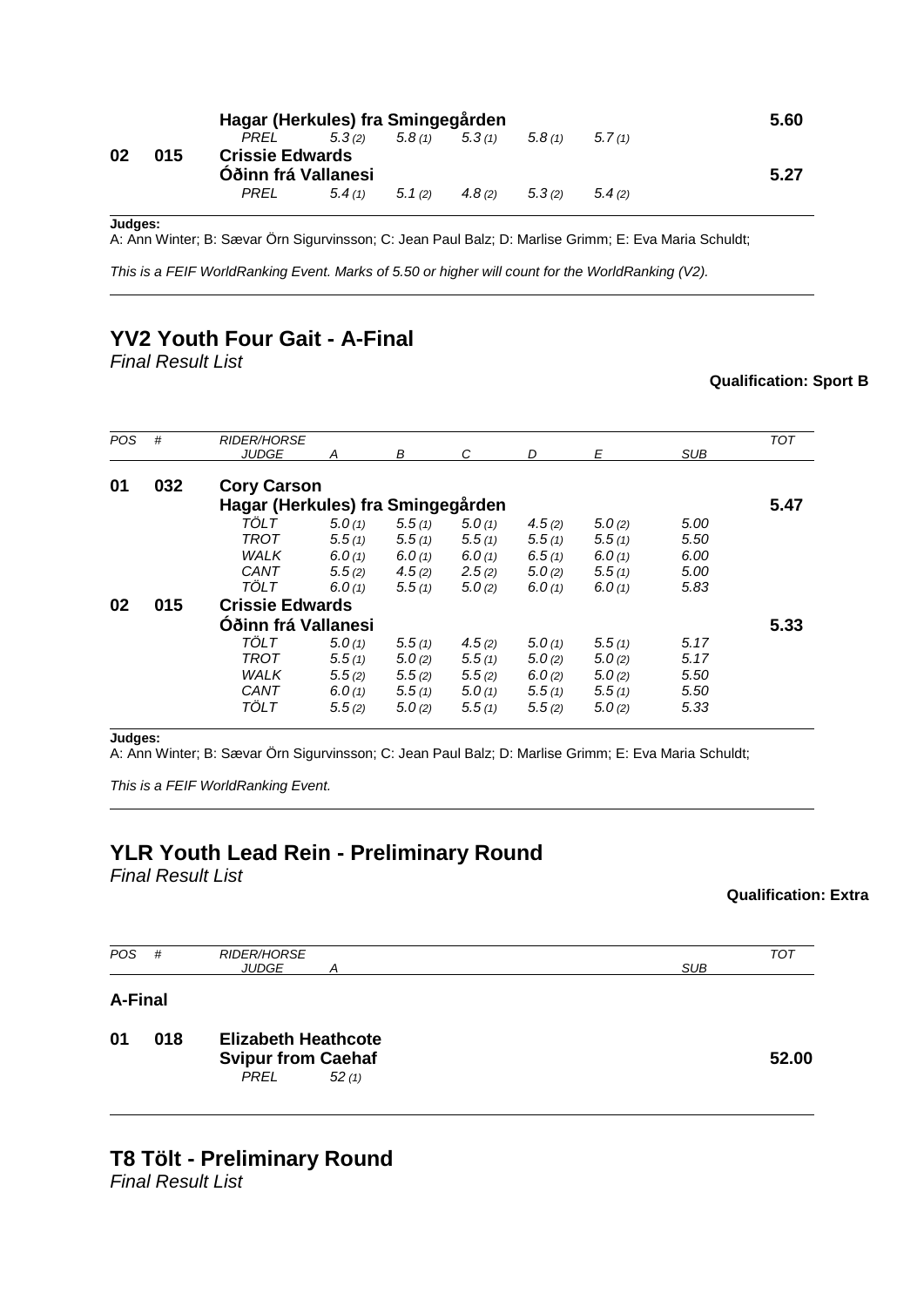| POS | # | RIDER/HORSE | | | | | | | TOT |
|---|---|---|---|---|---|---|---|---|---|
| | | **Hagar (Herkules) fra Smingegården** | | | | | | | **5.60** |
| | | PREL | 5.3 (2) | 5.8 (1) | 5.3 (1) | 5.8 (1) | 5.7 (1) | | |
| **02** | **015** | **Crissie Edwards** | | | | | | | |
| | | **Óðinn frá Vallanesi** | | | | | | | **5.27** |
| | | PREL | 5.4 (1) | 5.1 (2) | 4.8 (2) | 5.3 (2) | 5.4 (2) | | |

**Judges:**
A: Ann Winter; B: Sævar Örn Sigurvinsson; C: Jean Paul Balz; D: Marlise Grimm; E: Eva Maria Schuldt;

*This is a FEIF WorldRanking Event. Marks of 5.50 or higher will count for the WorldRanking (V2).*

## YV2 Youth Four Gait - A-Final

*Final Result List*

**Qualification: Sport B**

| POS | # | RIDER/HORSE<br>JUDGE | A | B | C | D | E | SUB | TOT |
|---|---|---|---|---|---|---|---|---|---|
| **01** | **032** | **Cory Carson** | | | | | | | |
| | | **Hagar (Herkules) fra Smingegården** | | | | | | | **5.47** |
| | | TÖLT | 5.0 (1) | 5.5 (1) | 5.0 (1) | 4.5 (2) | 5.0 (2) | 5.00 | |
| | | TROT | 5.5 (1) | 5.5 (1) | 5.5 (1) | 5.5 (1) | 5.5 (1) | 5.50 | |
| | | WALK | 6.0 (1) | 6.0 (1) | 6.0 (1) | 6.5 (1) | 6.0 (1) | 6.00 | |
| | | CANT | 5.5 (2) | 4.5 (2) | 2.5 (2) | 5.0 (2) | 5.5 (1) | 5.00 | |
| | | TÖLT | 6.0 (1) | 5.5 (1) | 5.0 (2) | 6.0 (1) | 6.0 (1) | 5.83 | |
| **02** | **015** | **Crissie Edwards** | | | | | | | |
| | | **Óðinn frá Vallanesi** | | | | | | | **5.33** |
| | | TÖLT | 5.0 (1) | 5.5 (1) | 4.5 (2) | 5.0 (1) | 5.5 (1) | 5.17 | |
| | | TROT | 5.5 (1) | 5.0 (2) | 5.5 (1) | 5.0 (2) | 5.0 (2) | 5.17 | |
| | | WALK | 5.5 (2) | 5.5 (2) | 5.5 (2) | 6.0 (2) | 5.0 (2) | 5.50 | |
| | | CANT | 6.0 (1) | 5.5 (1) | 5.0 (1) | 5.5 (1) | 5.5 (1) | 5.50 | |
| | | TÖLT | 5.5 (2) | 5.0 (2) | 5.5 (1) | 5.5 (2) | 5.0 (2) | 5.33 | |

**Judges:**
A: Ann Winter; B: Sævar Örn Sigurvinsson; C: Jean Paul Balz; D: Marlise Grimm; E: Eva Maria Schuldt;

*This is a FEIF WorldRanking Event.*

## YLR Youth Lead Rein - Preliminary Round

*Final Result List*

**Qualification: Extra**

| POS | # | RIDER/HORSE<br>JUDGE | A | SUB | TOT |
|---|---|---|---|---|---|
| **A-Final** | | | | | |
| **01** | **018** | **Elizabeth Heathcote** | | | |
| | | **Svipur from Caehaf** | | | **52.00** |
| | | PREL | 52 (1) | | |

## T8 Tölt - Preliminary Round

*Final Result List*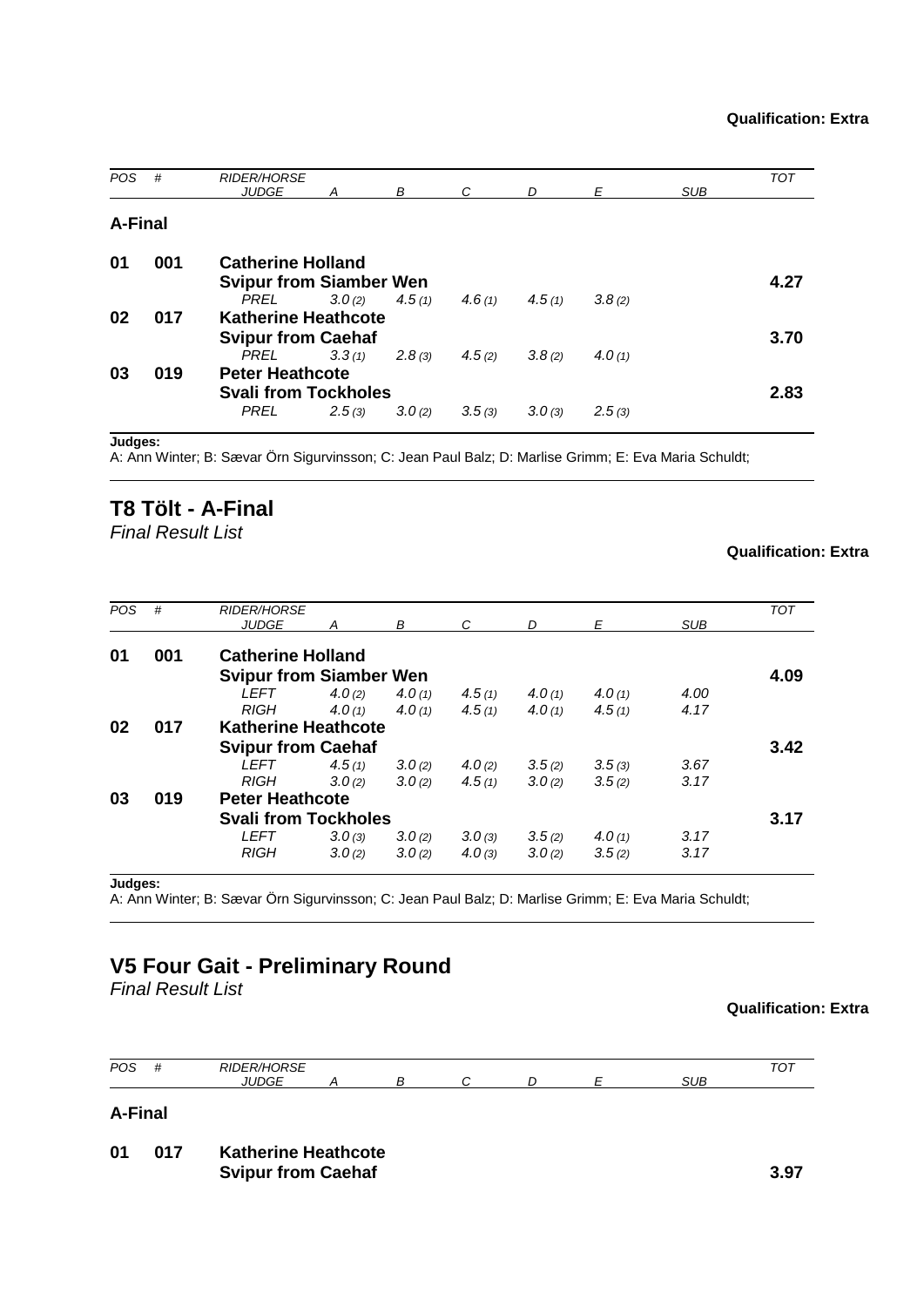**Qualification: Extra**

| POS | # | RIDER/HORSE / JUDGE | A | B | C | D | E | SUB | TOT |
|---|---|---|---|---|---|---|---|---|---|
| **A-Final** | | | | | | | | | |
| **01** | **001** | **Catherine Holland** | | | | | | | |
| | | **Svipur from Siamber Wen** | | | | | | | **4.27** |
| | | *PREL* | *3.0 (2)* | *4.5 (1)* | *4.6 (1)* | *4.5 (1)* | *3.8 (2)* | | |
| **02** | **017** | **Katherine Heathcote** | | | | | | | |
| | | **Svipur from Caehaf** | | | | | | | **3.70** |
| | | *PREL* | *3.3 (1)* | *2.8 (3)* | *4.5 (2)* | *3.8 (2)* | *4.0 (1)* | | |
| **03** | **019** | **Peter Heathcote** | | | | | | | |
| | | **Svali from Tockholes** | | | | | | | **2.83** |
| | | *PREL* | *2.5 (3)* | *3.0 (2)* | *3.5 (3)* | *3.0 (3)* | *2.5 (3)* | | |

**Judges:**
A: Ann Winter; B: Sævar Örn Sigurvinsson; C: Jean Paul Balz; D: Marlise Grimm; E: Eva Maria Schuldt;

## T8 Tölt - A-Final

*Final Result List*

**Qualification: Extra**

| POS | # | RIDER/HORSE / JUDGE | A | B | C | D | E | SUB | TOT |
|---|---|---|---|---|---|---|---|---|---|
| **01** | **001** | **Catherine Holland** | | | | | | | |
| | | **Svipur from Siamber Wen** | | | | | | | **4.09** |
| | | *LEFT* | *4.0 (2)* | *4.0 (1)* | *4.5 (1)* | *4.0 (1)* | *4.0 (1)* | *4.00* | |
| | | *RIGH* | *4.0 (1)* | *4.0 (1)* | *4.5 (1)* | *4.0 (1)* | *4.5 (1)* | *4.17* | |
| **02** | **017** | **Katherine Heathcote** | | | | | | | |
| | | **Svipur from Caehaf** | | | | | | | **3.42** |
| | | *LEFT* | *4.5 (1)* | *3.0 (2)* | *4.0 (2)* | *3.5 (2)* | *3.5 (3)* | *3.67* | |
| | | *RIGH* | *3.0 (2)* | *3.0 (2)* | *4.5 (1)* | *3.0 (2)* | *3.5 (2)* | *3.17* | |
| **03** | **019** | **Peter Heathcote** | | | | | | | |
| | | **Svali from Tockholes** | | | | | | | **3.17** |
| | | *LEFT* | *3.0 (3)* | *3.0 (2)* | *3.0 (3)* | *3.5 (2)* | *4.0 (1)* | *3.17* | |
| | | *RIGH* | *3.0 (2)* | *3.0 (2)* | *4.0 (3)* | *3.0 (2)* | *3.5 (2)* | *3.17* | |

**Judges:**
A: Ann Winter; B: Sævar Örn Sigurvinsson; C: Jean Paul Balz; D: Marlise Grimm; E: Eva Maria Schuldt;

## V5 Four Gait - Preliminary Round

*Final Result List*

**Qualification: Extra**

| POS | # | RIDER/HORSE / JUDGE | A | B | C | D | E | SUB | TOT |
|---|---|---|---|---|---|---|---|---|---|
| **A-Final** | | | | | | | | | |
| **01** | **017** | **Katherine Heathcote** | | | | | | | |
| | | **Svipur from Caehaf** | | | | | | | **3.97** |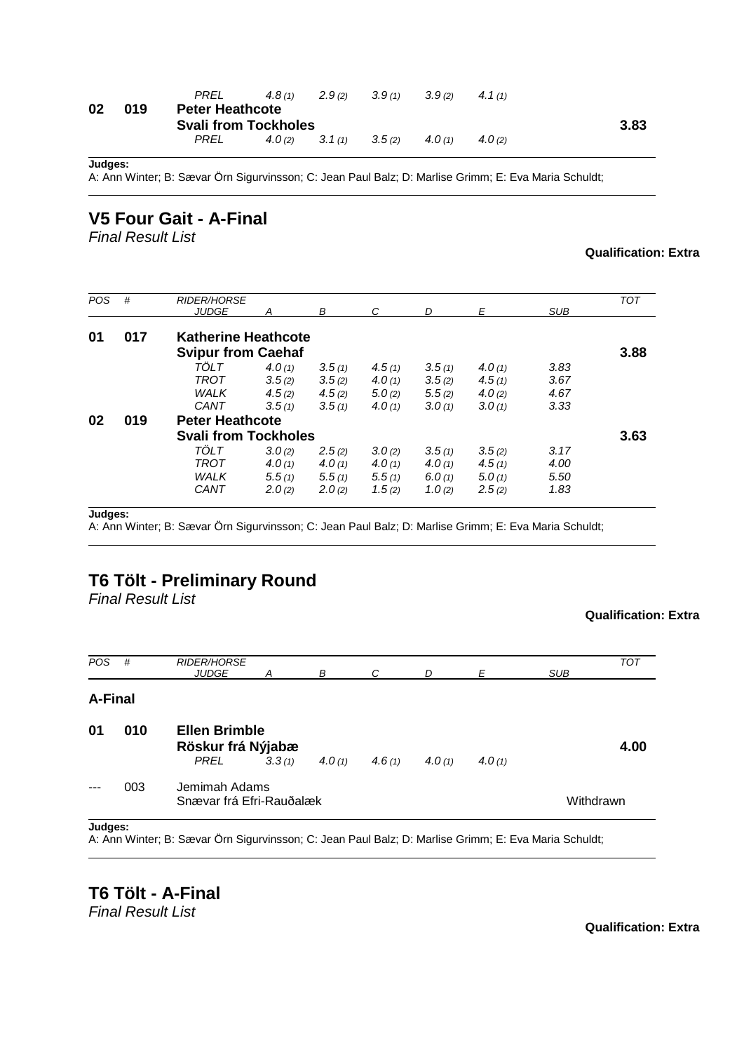| POS | # | RIDER/HORSE / JUDGE | A | B | C | D | E | SUB | TOT |
|---|---|---|---|---|---|---|---|---|---|
| | | *PREL* | *4.8 (1)* | *2.9 (2)* | *3.9 (1)* | *3.9 (2)* | *4.1 (1)* | | |
| **02** | **019** | **Peter Heathcote** | | | | | | | |
| | | **Svali from Tockholes** | | | | | | | **3.83** |
| | | *PREL* | *4.0 (2)* | *3.1 (1)* | *3.5 (2)* | *4.0 (1)* | *4.0 (2)* | | |

**Judges:**
A: Ann Winter; B: Sævar Örn Sigurvinsson; C: Jean Paul Balz; D: Marlise Grimm; E: Eva Maria Schuldt;

## V5 Four Gait - A-Final

*Final Result List*

**Qualification: Extra**

| POS | # | RIDER/HORSE / JUDGE | A | B | C | D | E | SUB | TOT |
|---|---|---|---|---|---|---|---|---|---|
| **01** | **017** | **Katherine Heathcote** | | | | | | | |
| | | **Svipur from Caehaf** | | | | | | | **3.88** |
| | | *TÖLT* | *4.0 (1)* | *3.5 (1)* | *4.5 (1)* | *3.5 (1)* | *4.0 (1)* | *3.83* | |
| | | *TROT* | *3.5 (2)* | *3.5 (2)* | *4.0 (1)* | *3.5 (2)* | *4.5 (1)* | *3.67* | |
| | | *WALK* | *4.5 (2)* | *4.5 (2)* | *5.0 (2)* | *5.5 (2)* | *4.0 (2)* | *4.67* | |
| | | *CANT* | *3.5 (1)* | *3.5 (1)* | *4.0 (1)* | *3.0 (1)* | *3.0 (1)* | *3.33* | |
| **02** | **019** | **Peter Heathcote** | | | | | | | |
| | | **Svali from Tockholes** | | | | | | | **3.63** |
| | | *TÖLT* | *3.0 (2)* | *2.5 (2)* | *3.0 (2)* | *3.5 (1)* | *3.5 (2)* | *3.17* | |
| | | *TROT* | *4.0 (1)* | *4.0 (1)* | *4.0 (1)* | *4.0 (1)* | *4.5 (1)* | *4.00* | |
| | | *WALK* | *5.5 (1)* | *5.5 (1)* | *5.5 (1)* | *6.0 (1)* | *5.0 (1)* | *5.50* | |
| | | *CANT* | *2.0 (2)* | *2.0 (2)* | *1.5 (2)* | *1.0 (2)* | *2.5 (2)* | *1.83* | |

**Judges:**
A: Ann Winter; B: Sævar Örn Sigurvinsson; C: Jean Paul Balz; D: Marlise Grimm; E: Eva Maria Schuldt;

## T6 Tölt - Preliminary Round

*Final Result List*

**Qualification: Extra**

| POS | # | RIDER/HORSE / JUDGE | A | B | C | D | E | SUB | TOT |
|---|---|---|---|---|---|---|---|---|---|
| **A-Final** | | | | | | | | | |
| **01** | **010** | **Ellen Brimble** | | | | | | | |
| | | **Röskur frá Nýjabæ** | | | | | | | **4.00** |
| | | *PREL* | *3.3 (1)* | *4.0 (1)* | *4.6 (1)* | *4.0 (1)* | *4.0 (1)* | | |
| --- | 003 | Jemimah Adams | | | | | | | |
| | | Snævar frá Efri-Rauðalæk | | | | | | Withdrawn | |

**Judges:**
A: Ann Winter; B: Sævar Örn Sigurvinsson; C: Jean Paul Balz; D: Marlise Grimm; E: Eva Maria Schuldt;

## T6 Tölt - A-Final

*Final Result List*

**Qualification: Extra**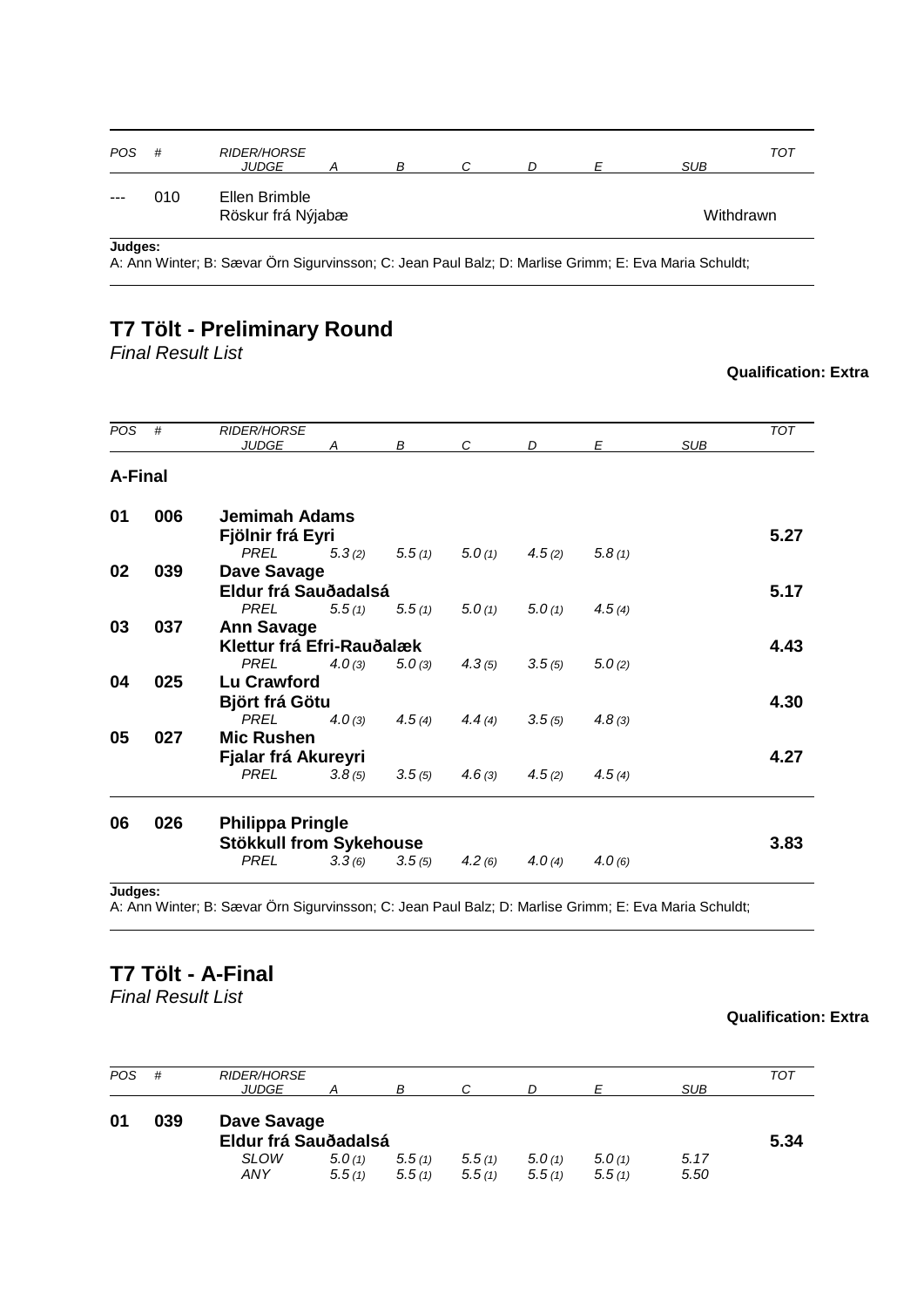| POS | # | RIDER/HORSE JUDGE | A | B | C | D | E | SUB | TOT |
|---|---|---|---|---|---|---|---|---|---|
| --- | 010 | Ellen Brimble<br>Röskur frá Nýjabæ | | | | | | Withdrawn | |

**Judges:**
A: Ann Winter; B: Sævar Örn Sigurvinsson; C: Jean Paul Balz; D: Marlise Grimm; E: Eva Maria Schuldt;

## T7 Tölt - Preliminary Round

*Final Result List*

**Qualification: Extra**

| POS | # | RIDER/HORSE JUDGE | A | B | C | D | E | SUB | TOT |
|---|---|---|---|---|---|---|---|---|---|
| **A-Final** | | | | | | | | | |
| **01** | **006** | **Jemimah Adams**<br>**Fjölnir frá Eyri** | | | | | | | **5.27** |
| | | *PREL* | *5.3 (2)* | *5.5 (1)* | *5.0 (1)* | *4.5 (2)* | *5.8 (1)* | | |
| **02** | **039** | **Dave Savage**<br>**Eldur frá Sauðadalsá** | | | | | | | **5.17** |
| | | *PREL* | *5.5 (1)* | *5.5 (1)* | *5.0 (1)* | *5.0 (1)* | *4.5 (4)* | | |
| **03** | **037** | **Ann Savage**<br>**Klettur frá Efri-Rauðalæk** | | | | | | | **4.43** |
| | | *PREL* | *4.0 (3)* | *5.0 (3)* | *4.3 (5)* | *3.5 (5)* | *5.0 (2)* | | |
| **04** | **025** | **Lu Crawford**<br>**Björt frá Götu** | | | | | | | **4.30** |
| | | *PREL* | *4.0 (3)* | *4.5 (4)* | *4.4 (4)* | *3.5 (5)* | *4.8 (3)* | | |
| **05** | **027** | **Mic Rushen**<br>**Fjalar frá Akureyri** | | | | | | | **4.27** |
| | | *PREL* | *3.8 (5)* | *3.5 (5)* | *4.6 (3)* | *4.5 (2)* | *4.5 (4)* | | |
| **06** | **026** | **Philippa Pringle**<br>**Stökkull from Sykehouse** | | | | | | | **3.83** |
| | | *PREL* | *3.3 (6)* | *3.5 (5)* | *4.2 (6)* | *4.0 (4)* | *4.0 (6)* | | |

**Judges:**
A: Ann Winter; B: Sævar Örn Sigurvinsson; C: Jean Paul Balz; D: Marlise Grimm; E: Eva Maria Schuldt;

## T7 Tölt - A-Final

*Final Result List*

**Qualification: Extra**

| POS | # | RIDER/HORSE JUDGE | A | B | C | D | E | SUB | TOT |
|---|---|---|---|---|---|---|---|---|---|
| **01** | **039** | **Dave Savage**<br>**Eldur frá Sauðadalsá** | | | | | | | **5.34** |
| | | *SLOW* | *5.0 (1)* | *5.5 (1)* | *5.5 (1)* | *5.0 (1)* | *5.0 (1)* | *5.17* | |
| | | *ANY* | *5.5 (1)* | *5.5 (1)* | *5.5 (1)* | *5.5 (1)* | *5.5 (1)* | *5.50* | |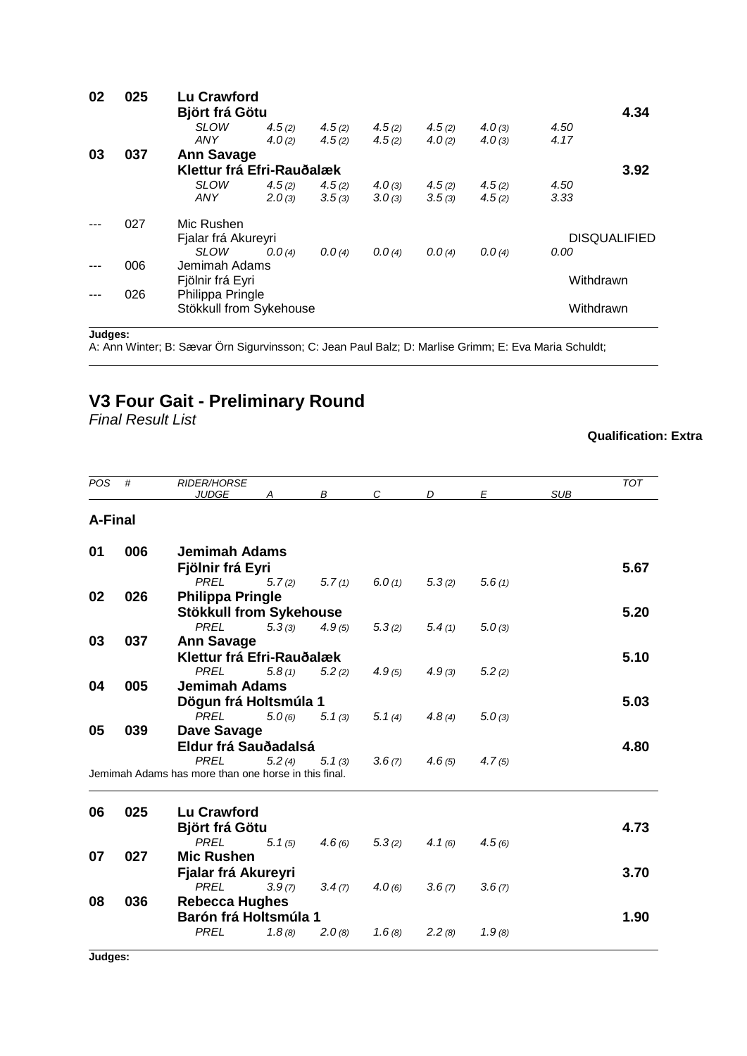| POS | # | RIDER/HORSE JUDGE | A | B | C | D | E | SUB | TOT |
|---|---|---|---|---|---|---|---|---|---|
| **02** | **025** | **Lu Crawford** | | | | | | | |
| | | **Björt frá Götu** | | | | | | | **4.34** |
| | | *SLOW* | *4.5 (2)* | *4.5 (2)* | *4.5 (2)* | *4.5 (2)* | *4.0 (3)* | *4.50* | |
| | | *ANY* | *4.0 (2)* | *4.5 (2)* | *4.5 (2)* | *4.0 (2)* | *4.0 (3)* | *4.17* | |
| **03** | **037** | **Ann Savage** | | | | | | | |
| | | **Klettur frá Efri-Rauðalæk** | | | | | | | **3.92** |
| | | *SLOW* | *4.5 (2)* | *4.5 (2)* | *4.0 (3)* | *4.5 (2)* | *4.5 (2)* | *4.50* | |
| | | *ANY* | *2.0 (3)* | *3.5 (3)* | *3.0 (3)* | *3.5 (3)* | *4.5 (2)* | *3.33* | |
| --- | 027 | Mic Rushen | | | | | | | |
| | | Fjalar frá Akureyri | | | | | | | DISQUALIFIED |
| | | *SLOW* | *0.0 (4)* | *0.0 (4)* | *0.0 (4)* | *0.0 (4)* | *0.0 (4)* | *0.00* | |
| --- | 006 | Jemimah Adams | | | | | | | |
| | | Fjölnir frá Eyri | | | | | | | Withdrawn |
| --- | 026 | Philippa Pringle | | | | | | | |
| | | Stökkull from Sykehouse | | | | | | | Withdrawn |

**Judges:**
A: Ann Winter; B: Sævar Örn Sigurvinsson; C: Jean Paul Balz; D: Marlise Grimm; E: Eva Maria Schuldt;

## V3 Four Gait - Preliminary Round

*Final Result List*

**Qualification: Extra**

| POS | # | RIDER/HORSE JUDGE | A | B | C | D | E | SUB | TOT |
|---|---|---|---|---|---|---|---|---|---|
| **A-Final** | | | | | | | | | |
| **01** | **006** | **Jemimah Adams** | | | | | | | |
| | | **Fjölnir frá Eyri** | | | | | | | **5.67** |
| | | *PREL* | *5.7 (2)* | *5.7 (1)* | *6.0 (1)* | *5.3 (2)* | *5.6 (1)* | | |
| **02** | **026** | **Philippa Pringle** | | | | | | | |
| | | **Stökkull from Sykehouse** | | | | | | | **5.20** |
| | | *PREL* | *5.3 (3)* | *4.9 (5)* | *5.3 (2)* | *5.4 (1)* | *5.0 (3)* | | |
| **03** | **037** | **Ann Savage** | | | | | | | |
| | | **Klettur frá Efri-Rauðalæk** | | | | | | | **5.10** |
| | | *PREL* | *5.8 (1)* | *5.2 (2)* | *4.9 (5)* | *4.9 (3)* | *5.2 (2)* | | |
| **04** | **005** | **Jemimah Adams** | | | | | | | |
| | | **Dögun frá Holtsmúla 1** | | | | | | | **5.03** |
| | | *PREL* | *5.0 (6)* | *5.1 (3)* | *5.1 (4)* | *4.8 (4)* | *5.0 (3)* | | |
| **05** | **039** | **Dave Savage** | | | | | | | |
| | | **Eldur frá Sauðadalsá** | | | | | | | **4.80** |
| | | *PREL* | *5.2 (4)* | *5.1 (3)* | *3.6 (7)* | *4.6 (5)* | *4.7 (5)* | | |
| Jemimah Adams has more than one horse in this final. | | | | | | | | | |
| **06** | **025** | **Lu Crawford** | | | | | | | |
| | | **Björt frá Götu** | | | | | | | **4.73** |
| | | *PREL* | *5.1 (5)* | *4.6 (6)* | *5.3 (2)* | *4.1 (6)* | *4.5 (6)* | | |
| **07** | **027** | **Mic Rushen** | | | | | | | |
| | | **Fjalar frá Akureyri** | | | | | | | **3.70** |
| | | *PREL* | *3.9 (7)* | *3.4 (7)* | *4.0 (6)* | *3.6 (7)* | *3.6 (7)* | | |
| **08** | **036** | **Rebecca Hughes** | | | | | | | |
| | | **Barón frá Holtsmúla 1** | | | | | | | **1.90** |
| | | *PREL* | *1.8 (8)* | *2.0 (8)* | *1.6 (8)* | *2.2 (8)* | *1.9 (8)* | | |

**Judges:**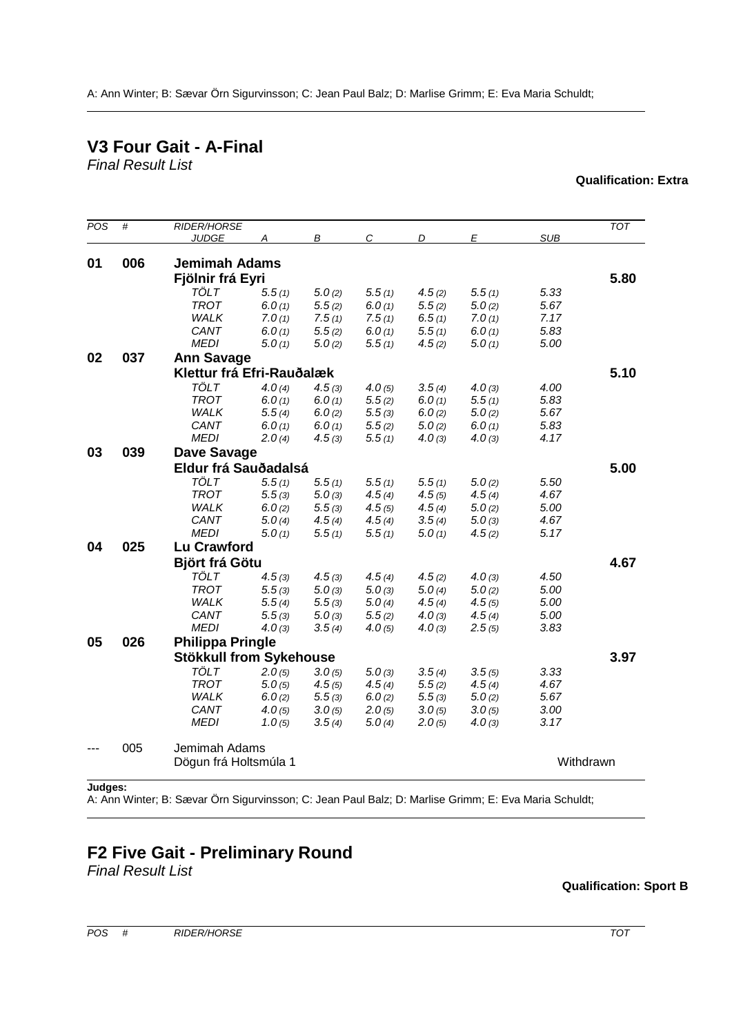A: Ann Winter; B: Sævar Örn Sigurvinsson; C: Jean Paul Balz; D: Marlise Grimm; E: Eva Maria Schuldt;

## V3 Four Gait - A-Final

*Final Result List*

**Qualification: Extra**

| POS | # | RIDER/HORSE | | | | | | | TOT |
|---|---|---|---|---|---|---|---|---|---|
| | | JUDGE | A | B | C | D | E | SUB | |
| **01** | **006** | **Jemimah Adams** | | | | | | | |
| | | **Fjölnir frá Eyri** | | | | | | | **5.80** |
| | | TÖLT | 5.5 (1) | 5.0 (2) | 5.5 (1) | 4.5 (2) | 5.5 (1) | 5.33 | |
| | | TROT | 6.0 (1) | 5.5 (2) | 6.0 (1) | 5.5 (2) | 5.0 (2) | 5.67 | |
| | | WALK | 7.0 (1) | 7.5 (1) | 7.5 (1) | 6.5 (1) | 7.0 (1) | 7.17 | |
| | | CANT | 6.0 (1) | 5.5 (2) | 6.0 (1) | 5.5 (1) | 6.0 (1) | 5.83 | |
| | | MEDI | 5.0 (1) | 5.0 (2) | 5.5 (1) | 4.5 (2) | 5.0 (1) | 5.00 | |
| **02** | **037** | **Ann Savage** | | | | | | | |
| | | **Klettur frá Efri-Rauðalæk** | | | | | | | **5.10** |
| | | TÖLT | 4.0 (4) | 4.5 (3) | 4.0 (5) | 3.5 (4) | 4.0 (3) | 4.00 | |
| | | TROT | 6.0 (1) | 6.0 (1) | 5.5 (2) | 6.0 (1) | 5.5 (1) | 5.83 | |
| | | WALK | 5.5 (4) | 6.0 (2) | 5.5 (3) | 6.0 (2) | 5.0 (2) | 5.67 | |
| | | CANT | 6.0 (1) | 6.0 (1) | 5.5 (2) | 5.0 (2) | 6.0 (1) | 5.83 | |
| | | MEDI | 2.0 (4) | 4.5 (3) | 5.5 (1) | 4.0 (3) | 4.0 (3) | 4.17 | |
| **03** | **039** | **Dave Savage** | | | | | | | |
| | | **Eldur frá Sauðadalsá** | | | | | | | **5.00** |
| | | TÖLT | 5.5 (1) | 5.5 (1) | 5.5 (1) | 5.5 (1) | 5.0 (2) | 5.50 | |
| | | TROT | 5.5 (3) | 5.0 (3) | 4.5 (4) | 4.5 (5) | 4.5 (4) | 4.67 | |
| | | WALK | 6.0 (2) | 5.5 (3) | 4.5 (5) | 4.5 (4) | 5.0 (2) | 5.00 | |
| | | CANT | 5.0 (4) | 4.5 (4) | 4.5 (4) | 3.5 (4) | 5.0 (3) | 4.67 | |
| | | MEDI | 5.0 (1) | 5.5 (1) | 5.5 (1) | 5.0 (1) | 4.5 (2) | 5.17 | |
| **04** | **025** | **Lu Crawford** | | | | | | | |
| | | **Björt frá Götu** | | | | | | | **4.67** |
| | | TÖLT | 4.5 (3) | 4.5 (3) | 4.5 (4) | 4.5 (2) | 4.0 (3) | 4.50 | |
| | | TROT | 5.5 (3) | 5.0 (3) | 5.0 (3) | 5.0 (4) | 5.0 (2) | 5.00 | |
| | | WALK | 5.5 (4) | 5.5 (3) | 5.0 (4) | 4.5 (4) | 4.5 (5) | 5.00 | |
| | | CANT | 5.5 (3) | 5.0 (3) | 5.5 (2) | 4.0 (3) | 4.5 (4) | 5.00 | |
| | | MEDI | 4.0 (3) | 3.5 (4) | 4.0 (5) | 4.0 (3) | 2.5 (5) | 3.83 | |
| **05** | **026** | **Philippa Pringle** | | | | | | | |
| | | **Stökkull from Sykehouse** | | | | | | | **3.97** |
| | | TÖLT | 2.0 (5) | 3.0 (5) | 5.0 (3) | 3.5 (4) | 3.5 (5) | 3.33 | |
| | | TROT | 5.0 (5) | 4.5 (5) | 4.5 (4) | 5.5 (2) | 4.5 (4) | 4.67 | |
| | | WALK | 6.0 (2) | 5.5 (3) | 6.0 (2) | 5.5 (3) | 5.0 (2) | 5.67 | |
| | | CANT | 4.0 (5) | 3.0 (5) | 2.0 (5) | 3.0 (5) | 3.0 (5) | 3.00 | |
| | | MEDI | 1.0 (5) | 3.5 (4) | 5.0 (4) | 2.0 (5) | 4.0 (3) | 3.17 | |
| --- | 005 | Jemimah Adams | | | | | | | |
| | | Dögun frá Holtsmúla 1 | | | | | | | Withdrawn |

**Judges:**
A: Ann Winter; B: Sævar Örn Sigurvinsson; C: Jean Paul Balz; D: Marlise Grimm; E: Eva Maria Schuldt;

## F2 Five Gait - Preliminary Round

*Final Result List*

**Qualification: Sport B**

| POS | # | RIDER/HORSE | TOT |
|---|---|---|---|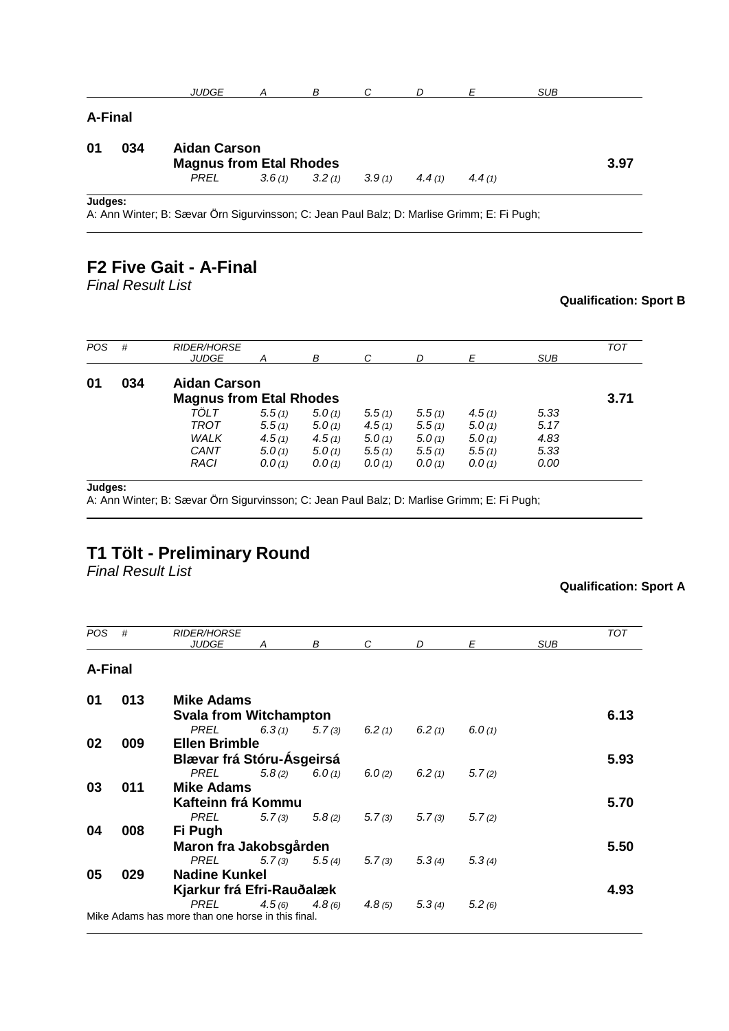| | | JUDGE | A | B | C | D | E | SUB | |
|---|---|---|---|---|---|---|---|---|---|
| **A-Final** | | | | | | | | | |
| **01** | **034** | **Aidan Carson** | | | | | | | |
| | | **Magnus from Etal Rhodes** | | | | | | | **3.97** |
| | | *PREL* | *3.6 (1)* | *3.2 (1)* | *3.9 (1)* | *4.4 (1)* | *4.4 (1)* | | |

**Judges:**
A: Ann Winter; B: Sævar Örn Sigurvinsson; C: Jean Paul Balz; D: Marlise Grimm; E: Fi Pugh;

## F2 Five Gait - A-Final

*Final Result List*

**Qualification: Sport B**

| *POS* | *#* | *RIDER/HORSE* / *JUDGE* | *A* | *B* | *C* | *D* | *E* | *SUB* | *TOT* |
|---|---|---|---|---|---|---|---|---|---|
| **01** | **034** | **Aidan Carson** | | | | | | | |
| | | **Magnus from Etal Rhodes** | | | | | | | **3.71** |
| | | *TÖLT* | *5.5 (1)* | *5.0 (1)* | *5.5 (1)* | *5.5 (1)* | *4.5 (1)* | *5.33* | |
| | | *TROT* | *5.5 (1)* | *5.0 (1)* | *4.5 (1)* | *5.5 (1)* | *5.0 (1)* | *5.17* | |
| | | *WALK* | *4.5 (1)* | *4.5 (1)* | *5.0 (1)* | *5.0 (1)* | *5.0 (1)* | *4.83* | |
| | | *CANT* | *5.0 (1)* | *5.0 (1)* | *5.5 (1)* | *5.5 (1)* | *5.5 (1)* | *5.33* | |
| | | *RACI* | *0.0 (1)* | *0.0 (1)* | *0.0 (1)* | *0.0 (1)* | *0.0 (1)* | *0.00* | |

**Judges:**
A: Ann Winter; B: Sævar Örn Sigurvinsson; C: Jean Paul Balz; D: Marlise Grimm; E: Fi Pugh;

## T1 Tölt - Preliminary Round

*Final Result List*

**Qualification: Sport A**

| *POS* | *#* | *RIDER/HORSE* / *JUDGE* | *A* | *B* | *C* | *D* | *E* | *SUB* | *TOT* |
|---|---|---|---|---|---|---|---|---|---|
| **A-Final** | | | | | | | | | |
| **01** | **013** | **Mike Adams** | | | | | | | |
| | | **Svala from Witchampton** | | | | | | | **6.13** |
| | | *PREL* | *6.3 (1)* | *5.7 (3)* | *6.2 (1)* | *6.2 (1)* | *6.0 (1)* | | |
| **02** | **009** | **Ellen Brimble** | | | | | | | |
| | | **Blævar frá Stóru-Ásgeirsá** | | | | | | | **5.93** |
| | | *PREL* | *5.8 (2)* | *6.0 (1)* | *6.0 (2)* | *6.2 (1)* | *5.7 (2)* | | |
| **03** | **011** | **Mike Adams** | | | | | | | |
| | | **Kafteinn frá Kommu** | | | | | | | **5.70** |
| | | *PREL* | *5.7 (3)* | *5.8 (2)* | *5.7 (3)* | *5.7 (3)* | *5.7 (2)* | | |
| **04** | **008** | **Fi Pugh** | | | | | | | |
| | | **Maron fra Jakobsgården** | | | | | | | **5.50** |
| | | *PREL* | *5.7 (3)* | *5.5 (4)* | *5.7 (3)* | *5.3 (4)* | *5.3 (4)* | | |
| **05** | **029** | **Nadine Kunkel** | | | | | | | |
| | | **Kjarkur frá Efri-Rauðalæk** | | | | | | | **4.93** |
| | | *PREL* | *4.5 (6)* | *4.8 (6)* | *4.8 (5)* | *5.3 (4)* | *5.2 (6)* | | |

Mike Adams has more than one horse in this final.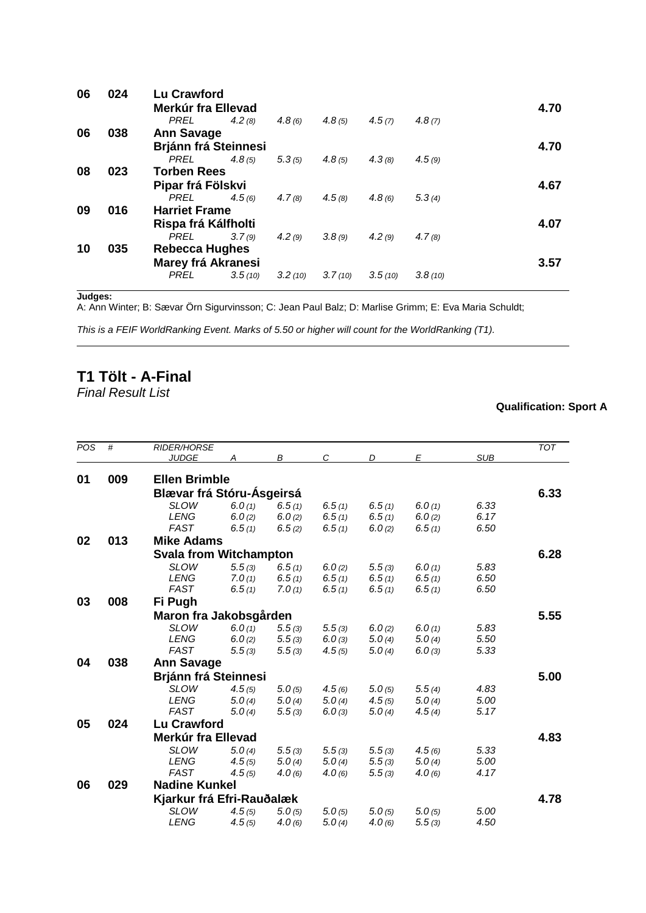| POS | # | RIDER/HORSE / JUDGE | A | B | C | D | E | SUB | TOT |
|---|---|---|---|---|---|---|---|---|---|
| 06 | 024 | **Lu Crawford** | | | | | | | |
| | | **Merkúr fra Ellevad** | | | | | | | **4.70** |
| | | *PREL* | *4.2 (8)* | *4.8 (6)* | *4.8 (5)* | *4.5 (7)* | *4.8 (7)* | | |
| 06 | 038 | **Ann Savage** | | | | | | | |
| | | **Brjánn frá Steinnesi** | | | | | | | **4.70** |
| | | *PREL* | *4.8 (5)* | *5.3 (5)* | *4.8 (5)* | *4.3 (8)* | *4.5 (9)* | | |
| 08 | 023 | **Torben Rees** | | | | | | | |
| | | **Pipar frá Fölskvi** | | | | | | | **4.67** |
| | | *PREL* | *4.5 (6)* | *4.7 (8)* | *4.5 (8)* | *4.8 (6)* | *5.3 (4)* | | |
| 09 | 016 | **Harriet Frame** | | | | | | | |
| | | **Rispa frá Kálfholti** | | | | | | | **4.07** |
| | | *PREL* | *3.7 (9)* | *4.2 (9)* | *3.8 (9)* | *4.2 (9)* | *4.7 (8)* | | |
| 10 | 035 | **Rebecca Hughes** | | | | | | | |
| | | **Marey frá Akranesi** | | | | | | | **3.57** |
| | | *PREL* | *3.5 (10)* | *3.2 (10)* | *3.7 (10)* | *3.5 (10)* | *3.8 (10)* | | |

**Judges:**
A: Ann Winter; B: Sævar Örn Sigurvinsson; C: Jean Paul Balz; D: Marlise Grimm; E: Eva Maria Schuldt;

*This is a FEIF WorldRanking Event. Marks of 5.50 or higher will count for the WorldRanking (T1).*

## T1 Tölt - A-Final

*Final Result List*

**Qualification: Sport A**

| *POS* | *#* | *RIDER/HORSE* / *JUDGE* | *A* | *B* | *C* | *D* | *E* | *SUB* | *TOT* |
|---|---|---|---|---|---|---|---|---|---|
| 01 | 009 | **Ellen Brimble** | | | | | | | |
| | | **Blævar frá Stóru-Ásgeirsá** | | | | | | | **6.33** |
| | | *SLOW* | *6.0 (1)* | *6.5 (1)* | *6.5 (1)* | *6.5 (1)* | *6.0 (1)* | *6.33* | |
| | | *LENG* | *6.0 (2)* | *6.0 (2)* | *6.5 (1)* | *6.5 (1)* | *6.0 (2)* | *6.17* | |
| | | *FAST* | *6.5 (1)* | *6.5 (2)* | *6.5 (1)* | *6.0 (2)* | *6.5 (1)* | *6.50* | |
| 02 | 013 | **Mike Adams** | | | | | | | |
| | | **Svala from Witchampton** | | | | | | | **6.28** |
| | | *SLOW* | *5.5 (3)* | *6.5 (1)* | *6.0 (2)* | *5.5 (3)* | *6.0 (1)* | *5.83* | |
| | | *LENG* | *7.0 (1)* | *6.5 (1)* | *6.5 (1)* | *6.5 (1)* | *6.5 (1)* | *6.50* | |
| | | *FAST* | *6.5 (1)* | *7.0 (1)* | *6.5 (1)* | *6.5 (1)* | *6.5 (1)* | *6.50* | |
| 03 | 008 | **Fi Pugh** | | | | | | | |
| | | **Maron fra Jakobsgården** | | | | | | | **5.55** |
| | | *SLOW* | *6.0 (1)* | *5.5 (3)* | *5.5 (3)* | *6.0 (2)* | *6.0 (1)* | *5.83* | |
| | | *LENG* | *6.0 (2)* | *5.5 (3)* | *6.0 (3)* | *5.0 (4)* | *5.0 (4)* | *5.50* | |
| | | *FAST* | *5.5 (3)* | *5.5 (3)* | *4.5 (5)* | *5.0 (4)* | *6.0 (3)* | *5.33* | |
| 04 | 038 | **Ann Savage** | | | | | | | |
| | | **Brjánn frá Steinnesi** | | | | | | | **5.00** |
| | | *SLOW* | *4.5 (5)* | *5.0 (5)* | *4.5 (6)* | *5.0 (5)* | *5.5 (4)* | *4.83* | |
| | | *LENG* | *5.0 (4)* | *5.0 (4)* | *5.0 (4)* | *4.5 (5)* | *5.0 (4)* | *5.00* | |
| | | *FAST* | *5.0 (4)* | *5.5 (3)* | *6.0 (3)* | *5.0 (4)* | *4.5 (4)* | *5.17* | |
| 05 | 024 | **Lu Crawford** | | | | | | | |
| | | **Merkúr fra Ellevad** | | | | | | | **4.83** |
| | | *SLOW* | *5.0 (4)* | *5.5 (3)* | *5.5 (3)* | *5.5 (3)* | *4.5 (6)* | *5.33* | |
| | | *LENG* | *4.5 (5)* | *5.0 (4)* | *5.0 (4)* | *5.5 (3)* | *5.0 (4)* | *5.00* | |
| | | *FAST* | *4.5 (5)* | *4.0 (6)* | *4.0 (6)* | *5.5 (3)* | *4.0 (6)* | *4.17* | |
| 06 | 029 | **Nadine Kunkel** | | | | | | | |
| | | **Kjarkur frá Efri-Rauðalæk** | | | | | | | **4.78** |
| | | *SLOW* | *4.5 (5)* | *5.0 (5)* | *5.0 (5)* | *5.0 (5)* | *5.0 (5)* | *5.00* | |
| | | *LENG* | *4.5 (5)* | *4.0 (6)* | *5.0 (4)* | *4.0 (6)* | *5.5 (3)* | *4.50* | |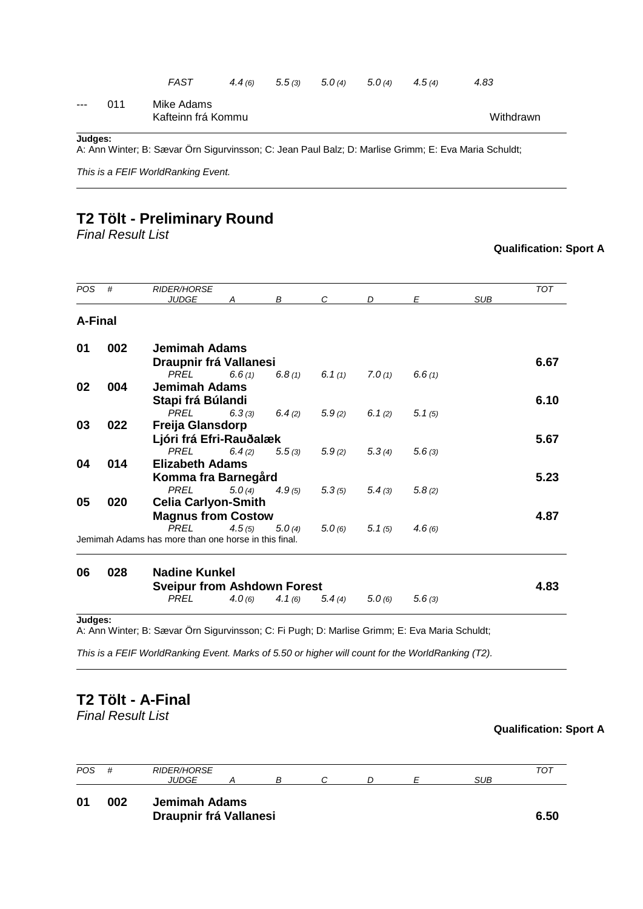| | | FAST | 4.4 (6) | 5.5 (3) | 5.0 (4) | 5.0 (4) | 4.5 (4) | 4.83 | |
|---|---|---|---|---|---|---|---|---|---|
| --- | 011 | Mike Adams<br>Kafteinn frá Kommu | | | | | | | Withdrawn |

**Judges:**
A: Ann Winter; B: Sævar Örn Sigurvinsson; C: Jean Paul Balz; D: Marlise Grimm; E: Eva Maria Schuldt;

*This is a FEIF WorldRanking Event.*

## T2 Tölt - Preliminary Round

*Final Result List*

**Qualification: Sport A**

| *POS* | *#* | *RIDER/HORSE*<br>*JUDGE* | *A* | *B* | *C* | *D* | *E* | *SUB* | *TOT* |
|---|---|---|---|---|---|---|---|---|---|
| **A-Final** | | | | | | | | | |
| **01** | **002** | **Jemimah Adams**<br>**Draupnir frá Vallanesi** | | | | | | | **6.67** |
| | | *PREL* | *6.6 (1)* | *6.8 (1)* | *6.1 (1)* | *7.0 (1)* | *6.6 (1)* | | |
| **02** | **004** | **Jemimah Adams**<br>**Stapi frá Búlandi** | | | | | | | **6.10** |
| | | *PREL* | *6.3 (3)* | *6.4 (2)* | *5.9 (2)* | *6.1 (2)* | *5.1 (5)* | | |
| **03** | **022** | **Freija Glansdorp**<br>**Ljóri frá Efri-Rauðalæk** | | | | | | | **5.67** |
| | | *PREL* | *6.4 (2)* | *5.5 (3)* | *5.9 (2)* | *5.3 (4)* | *5.6 (3)* | | |
| **04** | **014** | **Elizabeth Adams**<br>**Komma fra Barnegård** | | | | | | | **5.23** |
| | | *PREL* | *5.0 (4)* | *4.9 (5)* | *5.3 (5)* | *5.4 (3)* | *5.8 (2)* | | |
| **05** | **020** | **Celia Carlyon-Smith**<br>**Magnus from Costow** | | | | | | | **4.87** |
| | | *PREL* | *4.5 (5)* | *5.0 (4)* | *5.0 (6)* | *5.1 (5)* | *4.6 (6)* | | |
| Jemimah Adams has more than one horse in this final. | | | | | | | | | |
| **06** | **028** | **Nadine Kunkel**<br>**Sveipur from Ashdown Forest** | | | | | | | **4.83** |
| | | *PREL* | *4.0 (6)* | *4.1 (6)* | *5.4 (4)* | *5.0 (6)* | *5.6 (3)* | | |

**Judges:**
A: Ann Winter; B: Sævar Örn Sigurvinsson; C: Fi Pugh; D: Marlise Grimm; E: Eva Maria Schuldt;

*This is a FEIF WorldRanking Event. Marks of 5.50 or higher will count for the WorldRanking (T2).*

## T2 Tölt - A-Final

*Final Result List*

**Qualification: Sport A**

| *POS* | *#* | *RIDER/HORSE*<br>*JUDGE* | *A* | *B* | *C* | *D* | *E* | *SUB* | *TOT* |
|---|---|---|---|---|---|---|---|---|---|
| **01** | **002** | **Jemimah Adams**<br>**Draupnir frá Vallanesi** | | | | | | | **6.50** |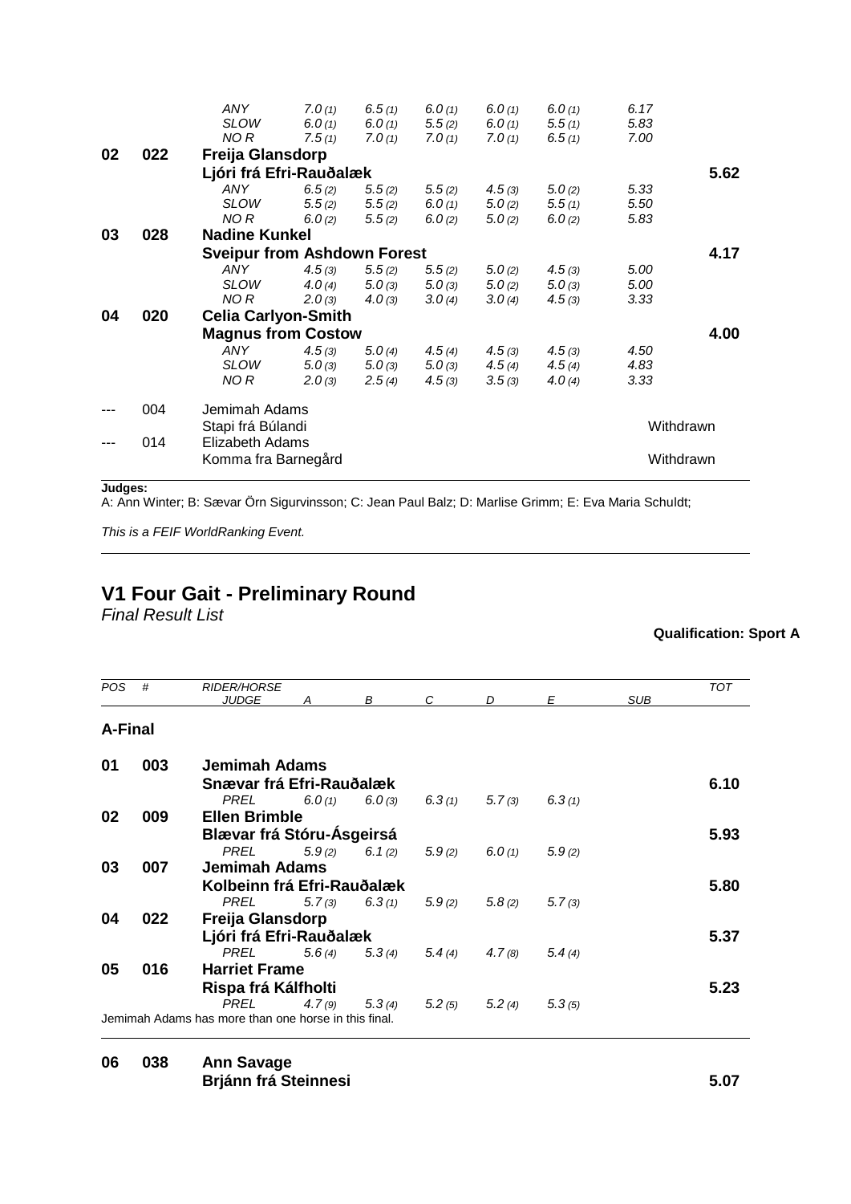| POS | # | RIDER/HORSE JUDGE | A | B | C | D | E | SUB | TOT |
|---|---|---|---|---|---|---|---|---|---|
| | | *ANY* | *7.0 (1)* | *6.5 (1)* | *6.0 (1)* | *6.0 (1)* | *6.0 (1)* | *6.17* | |
| | | *SLOW* | *6.0 (1)* | *6.0 (1)* | *5.5 (2)* | *6.0 (1)* | *5.5 (1)* | *5.83* | |
| | | *NO R* | *7.5 (1)* | *7.0 (1)* | *7.0 (1)* | *7.0 (1)* | *6.5 (1)* | *7.00* | |
| **02** | **022** | **Freija Glansdorp** | | | | | | | |
| | | **Ljóri frá Efri-Rauðalæk** | | | | | | | **5.62** |
| | | *ANY* | *6.5 (2)* | *5.5 (2)* | *5.5 (2)* | *4.5 (3)* | *5.0 (2)* | *5.33* | |
| | | *SLOW* | *5.5 (2)* | *5.5 (2)* | *6.0 (1)* | *5.0 (2)* | *5.5 (1)* | *5.50* | |
| | | *NO R* | *6.0 (2)* | *5.5 (2)* | *6.0 (2)* | *5.0 (2)* | *6.0 (2)* | *5.83* | |
| **03** | **028** | **Nadine Kunkel** | | | | | | | |
| | | **Sveipur from Ashdown Forest** | | | | | | | **4.17** |
| | | *ANY* | *4.5 (3)* | *5.5 (2)* | *5.5 (2)* | *5.0 (2)* | *4.5 (3)* | *5.00* | |
| | | *SLOW* | *4.0 (4)* | *5.0 (3)* | *5.0 (3)* | *5.0 (2)* | *5.0 (3)* | *5.00* | |
| | | *NO R* | *2.0 (3)* | *4.0 (3)* | *3.0 (4)* | *3.0 (4)* | *4.5 (3)* | *3.33* | |
| **04** | **020** | **Celia Carlyon-Smith** | | | | | | | |
| | | **Magnus from Costow** | | | | | | | **4.00** |
| | | *ANY* | *4.5 (3)* | *5.0 (4)* | *4.5 (4)* | *4.5 (3)* | *4.5 (3)* | *4.50* | |
| | | *SLOW* | *5.0 (3)* | *5.0 (3)* | *5.0 (3)* | *4.5 (4)* | *4.5 (4)* | *4.83* | |
| | | *NO R* | *2.0 (3)* | *2.5 (4)* | *4.5 (3)* | *3.5 (3)* | *4.0 (4)* | *3.33* | |
| --- | 004 | Jemimah Adams | | | | | | | |
| | | Stapi frá Búlandi | | | | | | | Withdrawn |
| --- | 014 | Elizabeth Adams | | | | | | | |
| | | Komma fra Barnegård | | | | | | | Withdrawn |

**Judges:**
A: Ann Winter; B: Sævar Örn Sigurvinsson; C: Jean Paul Balz; D: Marlise Grimm; E: Eva Maria Schuldt;

*This is a FEIF WorldRanking Event.*

## V1 Four Gait - Preliminary Round

*Final Result List*

**Qualification: Sport A**

| POS | # | RIDER/HORSE JUDGE | A | B | C | D | E | SUB | TOT |
|---|---|---|---|---|---|---|---|---|---|
| **A-Final** | | | | | | | | | |
| **01** | **003** | **Jemimah Adams** | | | | | | | |
| | | **Snævar frá Efri-Rauðalæk** | | | | | | | **6.10** |
| | | *PREL* | *6.0 (1)* | *6.0 (3)* | *6.3 (1)* | *5.7 (3)* | *6.3 (1)* | | |
| **02** | **009** | **Ellen Brimble** | | | | | | | |
| | | **Blævar frá Stóru-Ásgeirsá** | | | | | | | **5.93** |
| | | *PREL* | *5.9 (2)* | *6.1 (2)* | *5.9 (2)* | *6.0 (1)* | *5.9 (2)* | | |
| **03** | **007** | **Jemimah Adams** | | | | | | | |
| | | **Kolbeinn frá Efri-Rauðalæk** | | | | | | | **5.80** |
| | | *PREL* | *5.7 (3)* | *6.3 (1)* | *5.9 (2)* | *5.8 (2)* | *5.7 (3)* | | |
| **04** | **022** | **Freija Glansdorp** | | | | | | | |
| | | **Ljóri frá Efri-Rauðalæk** | | | | | | | **5.37** |
| | | *PREL* | *5.6 (4)* | *5.3 (4)* | *5.4 (4)* | *4.7 (8)* | *5.4 (4)* | | |
| **05** | **016** | **Harriet Frame** | | | | | | | |
| | | **Rispa frá Kálfholti** | | | | | | | **5.23** |
| | | *PREL* | *4.7 (9)* | *5.3 (4)* | *5.2 (5)* | *5.2 (4)* | *5.3 (5)* | | |

Jemimah Adams has more than one horse in this final.

| POS | # | RIDER/HORSE | | | | | | | TOT |
|---|---|---|---|---|---|---|---|---|---|
| **06** | **038** | **Ann Savage** | | | | | | | |
| | | **Brjánn frá Steinnesi** | | | | | | | **5.07** |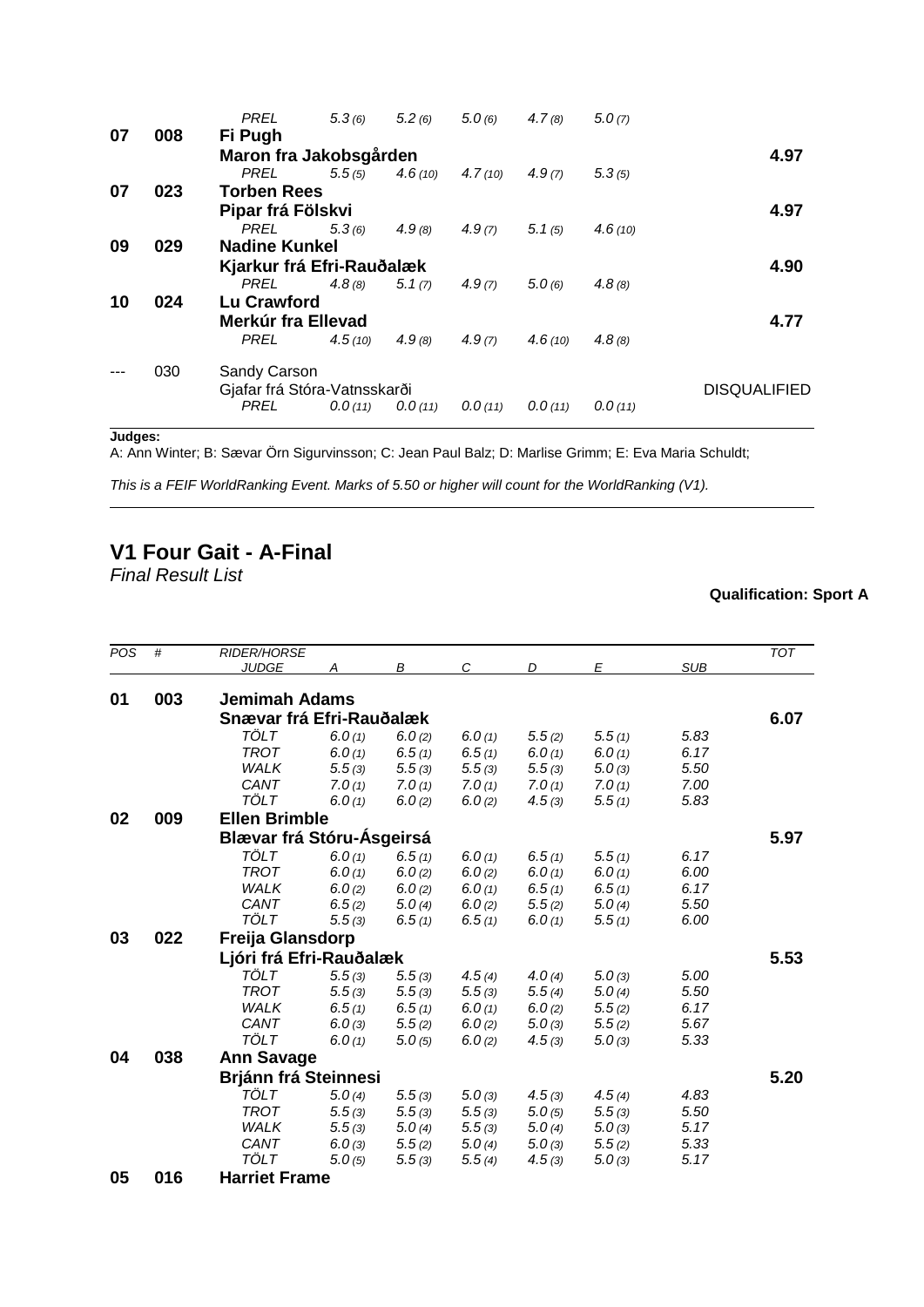| POS | # | RIDER/HORSE / JUDGE | A | B | C | D | E | TOT |
|---|---|---|---|---|---|---|---|---|
| | | *PREL* | *5.3 (6)* | *5.2 (6)* | *5.0 (6)* | *4.7 (8)* | *5.0 (7)* | |
| **07** | **008** | **Fi Pugh** | | | | | | |
| | | **Maron fra Jakobsgården** | | | | | | **4.97** |
| | | *PREL* | *5.5 (5)* | *4.6 (10)* | *4.7 (10)* | *4.9 (7)* | *5.3 (5)* | |
| **07** | **023** | **Torben Rees** | | | | | | |
| | | **Pipar frá Fölskvi** | | | | | | **4.97** |
| | | *PREL* | *5.3 (6)* | *4.9 (8)* | *4.9 (7)* | *5.1 (5)* | *4.6 (10)* | |
| **09** | **029** | **Nadine Kunkel** | | | | | | |
| | | **Kjarkur frá Efri-Rauðalæk** | | | | | | **4.90** |
| | | *PREL* | *4.8 (8)* | *5.1 (7)* | *4.9 (7)* | *5.0 (6)* | *4.8 (8)* | |
| **10** | **024** | **Lu Crawford** | | | | | | |
| | | **Merkúr fra Ellevad** | | | | | | **4.77** |
| | | *PREL* | *4.5 (10)* | *4.9 (8)* | *4.9 (7)* | *4.6 (10)* | *4.8 (8)* | |
| --- | 030 | Sandy Carson | | | | | | |
| | | Gjafar frá Stóra-Vatnsskarði | | | | | | DISQUALIFIED |
| | | *PREL* | *0.0 (11)* | *0.0 (11)* | *0.0 (11)* | *0.0 (11)* | *0.0 (11)* | |

**Judges:**
A: Ann Winter; B: Sævar Örn Sigurvinsson; C: Jean Paul Balz; D: Marlise Grimm; E: Eva Maria Schuldt;

*This is a FEIF WorldRanking Event. Marks of 5.50 or higher will count for the WorldRanking (V1).*

## V1 Four Gait - A-Final

*Final Result List*

**Qualification: Sport A**

| *POS* | *#* | *RIDER/HORSE* / *JUDGE* | *A* | *B* | *C* | *D* | *E* | *SUB* | *TOT* |
|---|---|---|---|---|---|---|---|---|---|
| **01** | **003** | **Jemimah Adams** | | | | | | | |
| | | **Snævar frá Efri-Rauðalæk** | | | | | | | **6.07** |
| | | *TÖLT* | *6.0 (1)* | *6.0 (2)* | *6.0 (1)* | *5.5 (2)* | *5.5 (1)* | *5.83* | |
| | | *TROT* | *6.0 (1)* | *6.5 (1)* | *6.5 (1)* | *6.0 (1)* | *6.0 (1)* | *6.17* | |
| | | *WALK* | *5.5 (3)* | *5.5 (3)* | *5.5 (3)* | *5.5 (3)* | *5.0 (3)* | *5.50* | |
| | | *CANT* | *7.0 (1)* | *7.0 (1)* | *7.0 (1)* | *7.0 (1)* | *7.0 (1)* | *7.00* | |
| | | *TÖLT* | *6.0 (1)* | *6.0 (2)* | *6.0 (2)* | *4.5 (3)* | *5.5 (1)* | *5.83* | |
| **02** | **009** | **Ellen Brimble** | | | | | | | |
| | | **Blævar frá Stóru-Ásgeirsá** | | | | | | | **5.97** |
| | | *TÖLT* | *6.0 (1)* | *6.5 (1)* | *6.0 (1)* | *6.5 (1)* | *5.5 (1)* | *6.17* | |
| | | *TROT* | *6.0 (1)* | *6.0 (2)* | *6.0 (2)* | *6.0 (1)* | *6.0 (1)* | *6.00* | |
| | | *WALK* | *6.0 (2)* | *6.0 (2)* | *6.0 (1)* | *6.5 (1)* | *6.5 (1)* | *6.17* | |
| | | *CANT* | *6.5 (2)* | *5.0 (4)* | *6.0 (2)* | *5.5 (2)* | *5.0 (4)* | *5.50* | |
| | | *TÖLT* | *5.5 (3)* | *6.5 (1)* | *6.5 (1)* | *6.0 (1)* | *5.5 (1)* | *6.00* | |
| **03** | **022** | **Freija Glansdorp** | | | | | | | |
| | | **Ljóri frá Efri-Rauðalæk** | | | | | | | **5.53** |
| | | *TÖLT* | *5.5 (3)* | *5.5 (3)* | *4.5 (4)* | *4.0 (4)* | *5.0 (3)* | *5.00* | |
| | | *TROT* | *5.5 (3)* | *5.5 (3)* | *5.5 (3)* | *5.5 (4)* | *5.0 (4)* | *5.50* | |
| | | *WALK* | *6.5 (1)* | *6.5 (1)* | *6.0 (1)* | *6.0 (2)* | *5.5 (2)* | *6.17* | |
| | | *CANT* | *6.0 (3)* | *5.5 (2)* | *6.0 (2)* | *5.0 (3)* | *5.5 (2)* | *5.67* | |
| | | *TÖLT* | *6.0 (1)* | *5.0 (5)* | *6.0 (2)* | *4.5 (3)* | *5.0 (3)* | *5.33* | |
| **04** | **038** | **Ann Savage** | | | | | | | |
| | | **Brjánn frá Steinnesi** | | | | | | | **5.20** |
| | | *TÖLT* | *5.0 (4)* | *5.5 (3)* | *5.0 (3)* | *4.5 (3)* | *4.5 (4)* | *4.83* | |
| | | *TROT* | *5.5 (3)* | *5.5 (3)* | *5.5 (3)* | *5.0 (5)* | *5.5 (3)* | *5.50* | |
| | | *WALK* | *5.5 (3)* | *5.0 (4)* | *5.5 (3)* | *5.0 (4)* | *5.0 (3)* | *5.17* | |
| | | *CANT* | *6.0 (3)* | *5.5 (2)* | *5.0 (4)* | *5.0 (3)* | *5.5 (2)* | *5.33* | |
| | | *TÖLT* | *5.0 (5)* | *5.5 (3)* | *5.5 (4)* | *4.5 (3)* | *5.0 (3)* | *5.17* | |
| **05** | **016** | **Harriet Frame** | | | | | | | |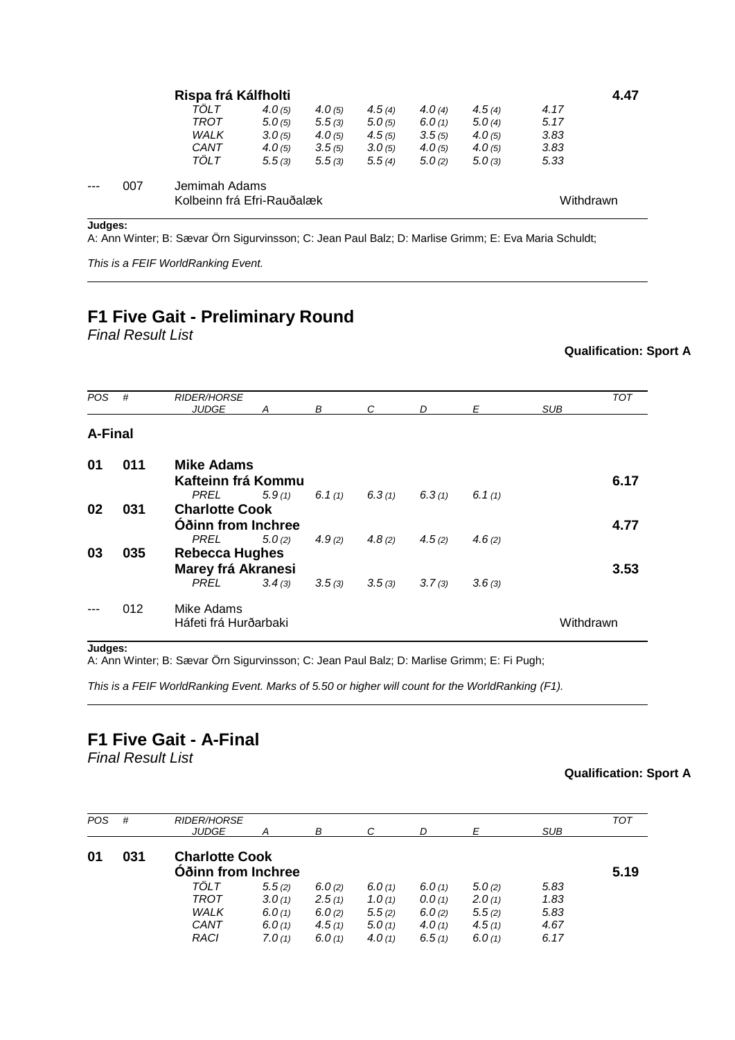| POS | # | RIDER/HORSE / JUDGE | A | B | C | D | E | SUB | TOT |
|---|---|---|---|---|---|---|---|---|---|
| | | **Rispa frá Kálfholti** | | | | | | | **4.47** |
| | | *TÖLT* | *4.0 (5)* | *4.0 (5)* | *4.5 (4)* | *4.0 (4)* | *4.5 (4)* | *4.17* | |
| | | *TROT* | *5.0 (5)* | *5.5 (3)* | *5.0 (5)* | *6.0 (1)* | *5.0 (4)* | *5.17* | |
| | | *WALK* | *3.0 (5)* | *4.0 (5)* | *4.5 (5)* | *3.5 (5)* | *4.0 (5)* | *3.83* | |
| | | *CANT* | *4.0 (5)* | *3.5 (5)* | *3.0 (5)* | *4.0 (5)* | *4.0 (5)* | *3.83* | |
| | | *TÖLT* | *5.5 (3)* | *5.5 (3)* | *5.5 (4)* | *5.0 (2)* | *5.0 (3)* | *5.33* | |
| --- | 007 | Jemimah Adams / Kolbeinn frá Efri-Rauðalæk | | | | | | | Withdrawn |

**Judges:**
A: Ann Winter; B: Sævar Örn Sigurvinsson; C: Jean Paul Balz; D: Marlise Grimm; E: Eva Maria Schuldt;

*This is a FEIF WorldRanking Event.*

## F1 Five Gait - Preliminary Round

*Final Result List*

**Qualification: Sport A**

| POS | # | RIDER/HORSE / JUDGE | A | B | C | D | E | SUB | TOT |
|---|---|---|---|---|---|---|---|---|---|
| **A-Final** | | | | | | | | | |
| **01** | **011** | **Mike Adams** / **Kafteinn frá Kommu** | | | | | | | **6.17** |
| | | *PREL* | *5.9 (1)* | *6.1 (1)* | *6.3 (1)* | *6.3 (1)* | *6.1 (1)* | | |
| **02** | **031** | **Charlotte Cook** / **Óðinn from Inchree** | | | | | | | **4.77** |
| | | *PREL* | *5.0 (2)* | *4.9 (2)* | *4.8 (2)* | *4.5 (2)* | *4.6 (2)* | | |
| **03** | **035** | **Rebecca Hughes** / **Marey frá Akranesi** | | | | | | | **3.53** |
| | | *PREL* | *3.4 (3)* | *3.5 (3)* | *3.5 (3)* | *3.7 (3)* | *3.6 (3)* | | |
| --- | 012 | Mike Adams / Háfeti frá Hurðarbaki | | | | | | | Withdrawn |

**Judges:**
A: Ann Winter; B: Sævar Örn Sigurvinsson; C: Jean Paul Balz; D: Marlise Grimm; E: Fi Pugh;

*This is a FEIF WorldRanking Event. Marks of 5.50 or higher will count for the WorldRanking (F1).*

## F1 Five Gait - A-Final

*Final Result List*

**Qualification: Sport A**

| POS | # | RIDER/HORSE / JUDGE | A | B | C | D | E | SUB | TOT |
|---|---|---|---|---|---|---|---|---|---|
| **01** | **031** | **Charlotte Cook** / **Óðinn from Inchree** | | | | | | | **5.19** |
| | | *TÖLT* | *5.5 (2)* | *6.0 (2)* | *6.0 (1)* | *6.0 (1)* | *5.0 (2)* | *5.83* | |
| | | *TROT* | *3.0 (1)* | *2.5 (1)* | *1.0 (1)* | *0.0 (1)* | *2.0 (1)* | *1.83* | |
| | | *WALK* | *6.0 (1)* | *6.0 (2)* | *5.5 (2)* | *6.0 (2)* | *5.5 (2)* | *5.83* | |
| | | *CANT* | *6.0 (1)* | *4.5 (1)* | *5.0 (1)* | *4.0 (1)* | *4.5 (1)* | *4.67* | |
| | | *RACI* | *7.0 (1)* | *6.0 (1)* | *4.0 (1)* | *6.5 (1)* | *6.0 (1)* | *6.17* | |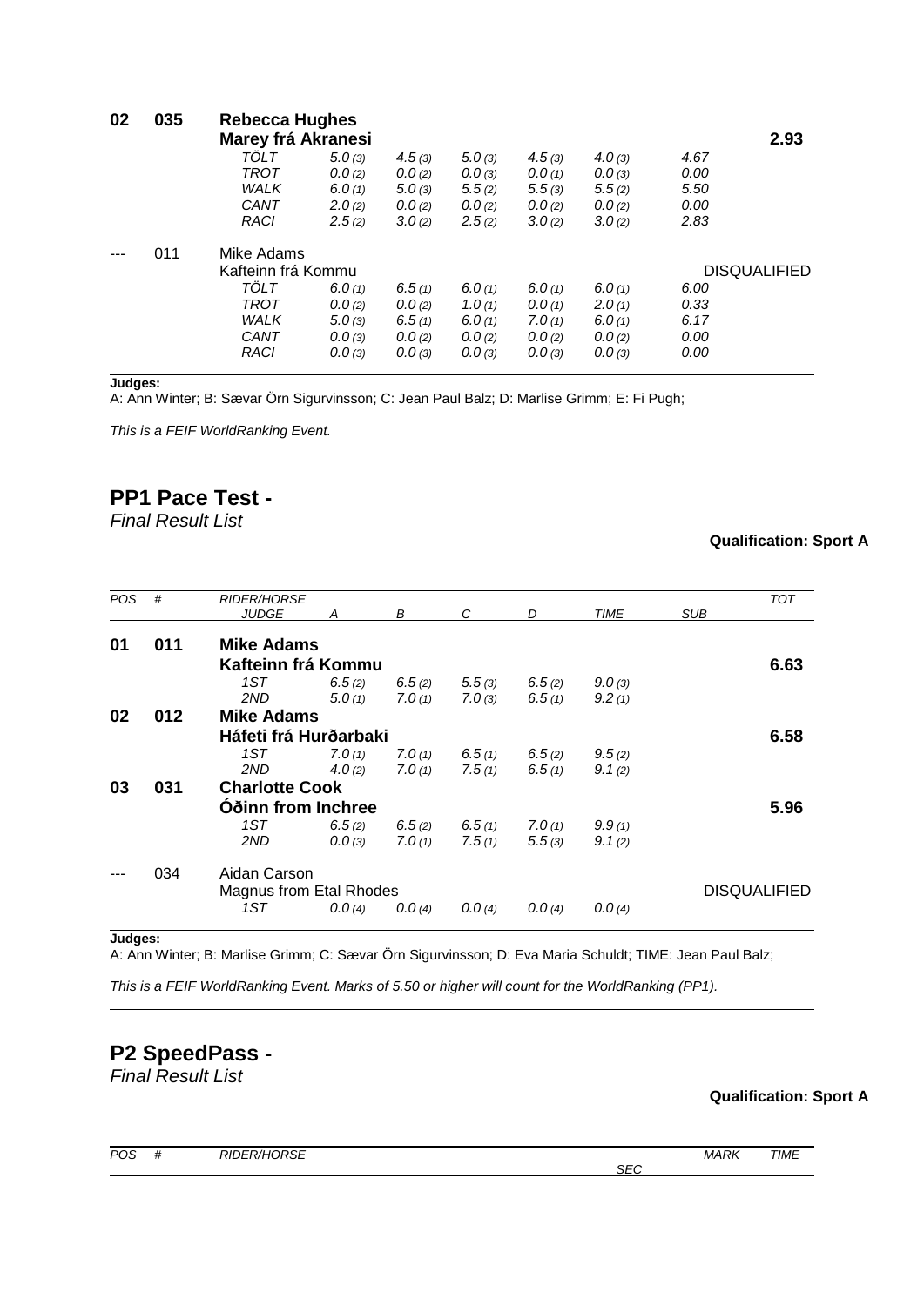| POS | # | RIDER/HORSE | | | | | | | TOT |
|---|---|---|---|---|---|---|---|---|---|
| **02** | **035** | **Rebecca Hughes** | | | | | | | |
| | | **Marey frá Akranesi** | | | | | | | **2.93** |
| | | *TÖLT* | *5.0 (3)* | *4.5 (3)* | *5.0 (3)* | *4.5 (3)* | *4.0 (3)* | *4.67* | |
| | | *TROT* | *0.0 (2)* | *0.0 (2)* | *0.0 (3)* | *0.0 (1)* | *0.0 (3)* | *0.00* | |
| | | *WALK* | *6.0 (1)* | *5.0 (3)* | *5.5 (2)* | *5.5 (3)* | *5.5 (2)* | *5.50* | |
| | | *CANT* | *2.0 (2)* | *0.0 (2)* | *0.0 (2)* | *0.0 (2)* | *0.0 (2)* | *0.00* | |
| | | *RACI* | *2.5 (2)* | *3.0 (2)* | *2.5 (2)* | *3.0 (2)* | *3.0 (2)* | *2.83* | |
| --- | 011 | Mike Adams | | | | | | | |
| | | Kafteinn frá Kommu | | | | | | | DISQUALIFIED |
| | | *TÖLT* | *6.0 (1)* | *6.5 (1)* | *6.0 (1)* | *6.0 (1)* | *6.0 (1)* | *6.00* | |
| | | *TROT* | *0.0 (2)* | *0.0 (2)* | *1.0 (1)* | *0.0 (1)* | *2.0 (1)* | *0.33* | |
| | | *WALK* | *5.0 (3)* | *6.5 (1)* | *6.0 (1)* | *7.0 (1)* | *6.0 (1)* | *6.17* | |
| | | *CANT* | *0.0 (3)* | *0.0 (2)* | *0.0 (2)* | *0.0 (2)* | *0.0 (2)* | *0.00* | |
| | | *RACI* | *0.0 (3)* | *0.0 (3)* | *0.0 (3)* | *0.0 (3)* | *0.0 (3)* | *0.00* | |

**Judges:**
A: Ann Winter; B: Sævar Örn Sigurvinsson; C: Jean Paul Balz; D: Marlise Grimm; E: Fi Pugh;

*This is a FEIF WorldRanking Event.*

## PP1 Pace Test -

*Final Result List*

**Qualification: Sport A**

| *POS* | *#* | *RIDER/HORSE* / *JUDGE* | *A* | *B* | *C* | *D* | *TIME* | *SUB* | *TOT* |
|---|---|---|---|---|---|---|---|---|---|
| **01** | **011** | **Mike Adams** | | | | | | | |
| | | **Kafteinn frá Kommu** | | | | | | | **6.63** |
| | | *1ST* | *6.5 (2)* | *6.5 (2)* | *5.5 (3)* | *6.5 (2)* | *9.0 (3)* | | |
| | | *2ND* | *5.0 (1)* | *7.0 (1)* | *7.0 (3)* | *6.5 (1)* | *9.2 (1)* | | |
| **02** | **012** | **Mike Adams** | | | | | | | |
| | | **Háfeti frá Hurðarbaki** | | | | | | | **6.58** |
| | | *1ST* | *7.0 (1)* | *7.0 (1)* | *6.5 (1)* | *6.5 (2)* | *9.5 (2)* | | |
| | | *2ND* | *4.0 (2)* | *7.0 (1)* | *7.5 (1)* | *6.5 (1)* | *9.1 (2)* | | |
| **03** | **031** | **Charlotte Cook** | | | | | | | |
| | | **Óðinn from Inchree** | | | | | | | **5.96** |
| | | *1ST* | *6.5 (2)* | *6.5 (2)* | *6.5 (1)* | *7.0 (1)* | *9.9 (1)* | | |
| | | *2ND* | *0.0 (3)* | *7.0 (1)* | *7.5 (1)* | *5.5 (3)* | *9.1 (2)* | | |
| --- | 034 | Aidan Carson | | | | | | | |
| | | Magnus from Etal Rhodes | | | | | | | DISQUALIFIED |
| | | *1ST* | *0.0 (4)* | *0.0 (4)* | *0.0 (4)* | *0.0 (4)* | *0.0 (4)* | | |

**Judges:**
A: Ann Winter; B: Marlise Grimm; C: Sævar Örn Sigurvinsson; D: Eva Maria Schuldt; TIME: Jean Paul Balz;

*This is a FEIF WorldRanking Event. Marks of 5.50 or higher will count for the WorldRanking (PP1).*

## P2 SpeedPass -

*Final Result List*

**Qualification: Sport A**

| *POS* | *#* | *RIDER/HORSE* | *SEC* | *MARK* | *TIME* |
|---|---|---|---|---|---|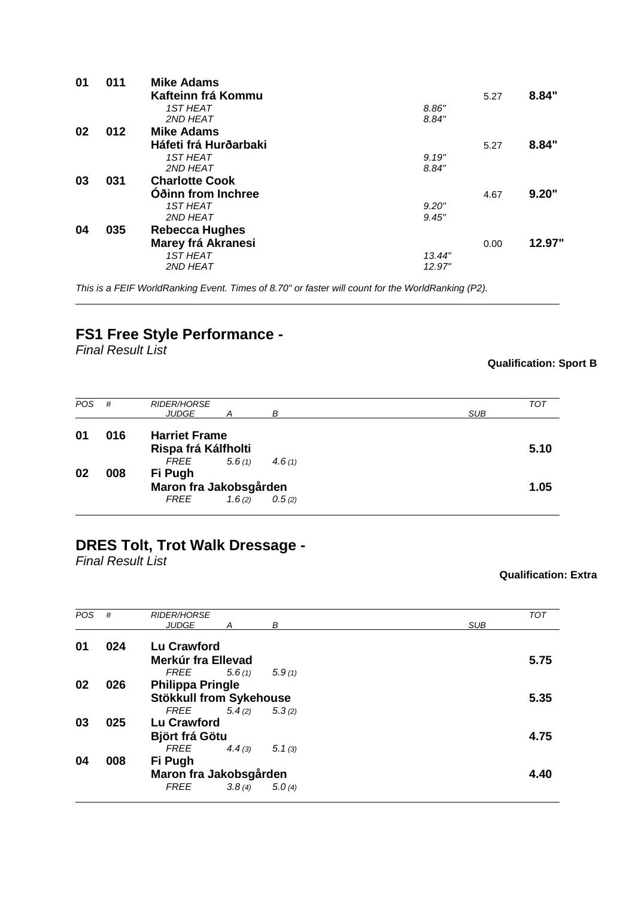| | | | | | |
|---|---|---|---|---|---|
| **01** | **011** | **Mike Adams** | | | |
| | | **Kafteinn frá Kommu** | | 5.27 | **8.84"** |
| | | *1ST HEAT* | *8.86"* | | |
| | | *2ND HEAT* | *8.84"* | | |
| **02** | **012** | **Mike Adams** | | | |
| | | **Háfeti frá Hurðarbaki** | | 5.27 | **8.84"** |
| | | *1ST HEAT* | *9.19"* | | |
| | | *2ND HEAT* | *8.84"* | | |
| **03** | **031** | **Charlotte Cook** | | | |
| | | **Óðinn from Inchree** | | 4.67 | **9.20"** |
| | | *1ST HEAT* | *9.20"* | | |
| | | *2ND HEAT* | *9.45"* | | |
| **04** | **035** | **Rebecca Hughes** | | | |
| | | **Marey frá Akranesi** | | 0.00 | **12.97"** |
| | | *1ST HEAT* | *13.44"* | | |
| | | *2ND HEAT* | *12.97"* | | |

*This is a FEIF WorldRanking Event. Times of 8.70" or faster will count for the WorldRanking (P2).*

## FS1 Free Style Performance -

*Final Result List*

**Qualification: Sport B**

| *POS* | *#* | *RIDER/HORSE* | | | *SUB* | *TOT* |
|---|---|---|---|---|---|---|
| | | *JUDGE* | *A* | *B* | | |
| **01** | **016** | **Harriet Frame** | | | | |
| | | **Rispa frá Kálfholti** | | | | **5.10** |
| | | *FREE* | *5.6 (1)* | *4.6 (1)* | | |
| **02** | **008** | **Fi Pugh** | | | | |
| | | **Maron fra Jakobsgården** | | | | **1.05** |
| | | *FREE* | *1.6 (2)* | *0.5 (2)* | | |

## DRES Tolt, Trot Walk Dressage -

*Final Result List*

**Qualification: Extra**

| *POS* | *#* | *RIDER/HORSE* | | | *SUB* | *TOT* |
|---|---|---|---|---|---|---|
| | | *JUDGE* | *A* | *B* | | |
| **01** | **024** | **Lu Crawford** | | | | |
| | | **Merkúr fra Ellevad** | | | | **5.75** |
| | | *FREE* | *5.6 (1)* | *5.9 (1)* | | |
| **02** | **026** | **Philippa Pringle** | | | | |
| | | **Stökkull from Sykehouse** | | | | **5.35** |
| | | *FREE* | *5.4 (2)* | *5.3 (2)* | | |
| **03** | **025** | **Lu Crawford** | | | | |
| | | **Björt frá Götu** | | | | **4.75** |
| | | *FREE* | *4.4 (3)* | *5.1 (3)* | | |
| **04** | **008** | **Fi Pugh** | | | | |
| | | **Maron fra Jakobsgården** | | | | **4.40** |
| | | *FREE* | *3.8 (4)* | *5.0 (4)* | | |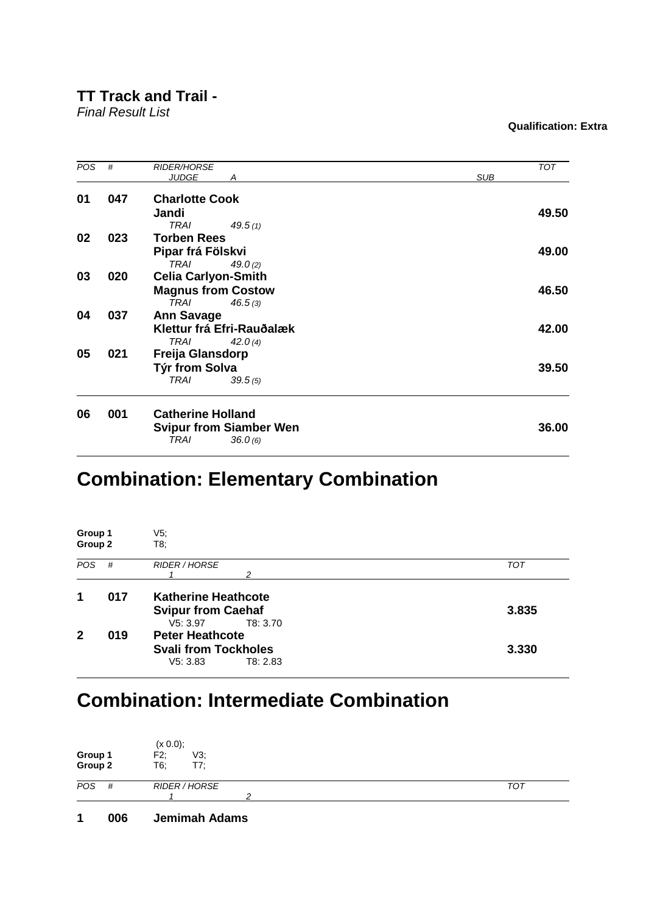**TT Track and Trail -**
*Final Result List*

**Qualification: Extra**

| POS | # | RIDER/HORSE<br>*JUDGE A* | SUB | TOT |
|---|---|---|---|---|
| **01** | **047** | **Charlotte Cook**<br>**Jandi**<br>*TRAI 49.5 (1)* | | **49.50** |
| **02** | **023** | **Torben Rees**<br>**Pipar frá Fölskvi**<br>*TRAI 49.0 (2)* | | **49.00** |
| **03** | **020** | **Celia Carlyon-Smith**<br>**Magnus from Costow**<br>*TRAI 46.5 (3)* | | **46.50** |
| **04** | **037** | **Ann Savage**<br>**Klettur frá Efri-Rauðalæk**<br>*TRAI 42.0 (4)* | | **42.00** |
| **05** | **021** | **Freija Glansdorp**<br>**Týr from Solva**<br>*TRAI 39.5 (5)* | | **39.50** |
| **06** | **001** | **Catherine Holland**<br>**Svipur from Siamber Wen**<br>*TRAI 36.0 (6)* | | **36.00** |

# Combination: Elementary Combination

**Group 1** V5;
**Group 2** T8;

| POS | # | RIDER / HORSE<br>*1 2* | TOT |
|---|---|---|---|
| **1** | **017** | **Katherine Heathcote**<br>**Svipur from Caehaf**<br>V5: 3.97 T8: 3.70 | **3.835** |
| **2** | **019** | **Peter Heathcote**<br>**Svali from Tockholes**<br>V5: 3.83 T8: 2.83 | **3.330** |

# Combination: Intermediate Combination

(x 0.0);
**Group 1** F2; V3;
**Group 2** T6; T7;

| POS | # | RIDER / HORSE<br>*1 2* | TOT |
|---|---|---|---|
| **1** | **006** | **Jemimah Adams** | |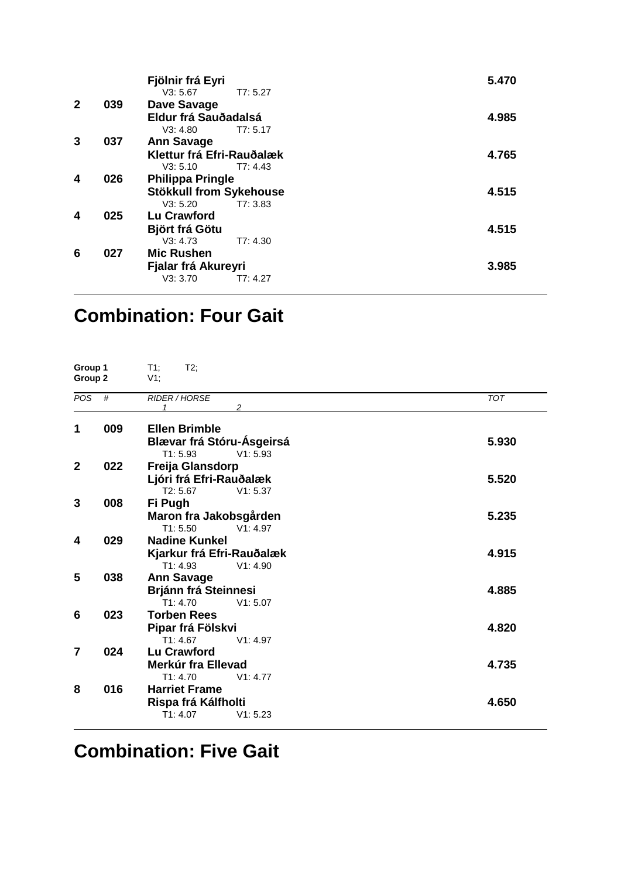| POS | # | RIDER / HORSE | TOT |
|---|---|---|---|
| | | **Fjölnir frá Eyri** | **5.470** |
| | | V3: 5.67 T7: 5.27 | |
| **2** | **039** | **Dave Savage** | |
| | | **Eldur frá Sauðadalsá** | **4.985** |
| | | V3: 4.80 T7: 5.17 | |
| **3** | **037** | **Ann Savage** | |
| | | **Klettur frá Efri-Rauðalæk** | **4.765** |
| | | V3: 5.10 T7: 4.43 | |
| **4** | **026** | **Philippa Pringle** | |
| | | **Stökkull from Sykehouse** | **4.515** |
| | | V3: 5.20 T7: 3.83 | |
| **4** | **025** | **Lu Crawford** | |
| | | **Björt frá Götu** | **4.515** |
| | | V3: 4.73 T7: 4.30 | |
| **6** | **027** | **Mic Rushen** | |
| | | **Fjalar frá Akureyri** | **3.985** |
| | | V3: 3.70 T7: 4.27 | |

# Combination: Four Gait

**Group 1** T1; T2;
**Group 2** V1;

| *POS* | *#* | *RIDER / HORSE* (*1* / *2*) | *TOT* |
|---|---|---|---|
| **1** | **009** | **Ellen Brimble** | |
| | | **Blævar frá Stóru-Ásgeirsá** | **5.930** |
| | | T1: 5.93 V1: 5.93 | |
| **2** | **022** | **Freija Glansdorp** | |
| | | **Ljóri frá Efri-Rauðalæk** | **5.520** |
| | | T2: 5.67 V1: 5.37 | |
| **3** | **008** | **Fi Pugh** | |
| | | **Maron fra Jakobsgården** | **5.235** |
| | | T1: 5.50 V1: 4.97 | |
| **4** | **029** | **Nadine Kunkel** | |
| | | **Kjarkur frá Efri-Rauðalæk** | **4.915** |
| | | T1: 4.93 V1: 4.90 | |
| **5** | **038** | **Ann Savage** | |
| | | **Brjánn frá Steinnesi** | **4.885** |
| | | T1: 4.70 V1: 5.07 | |
| **6** | **023** | **Torben Rees** | |
| | | **Pipar frá Fölskvi** | **4.820** |
| | | T1: 4.67 V1: 4.97 | |
| **7** | **024** | **Lu Crawford** | |
| | | **Merkúr fra Ellevad** | **4.735** |
| | | T1: 4.70 V1: 4.77 | |
| **8** | **016** | **Harriet Frame** | |
| | | **Rispa frá Kálfholti** | **4.650** |
| | | T1: 4.07 V1: 5.23 | |

# Combination: Five Gait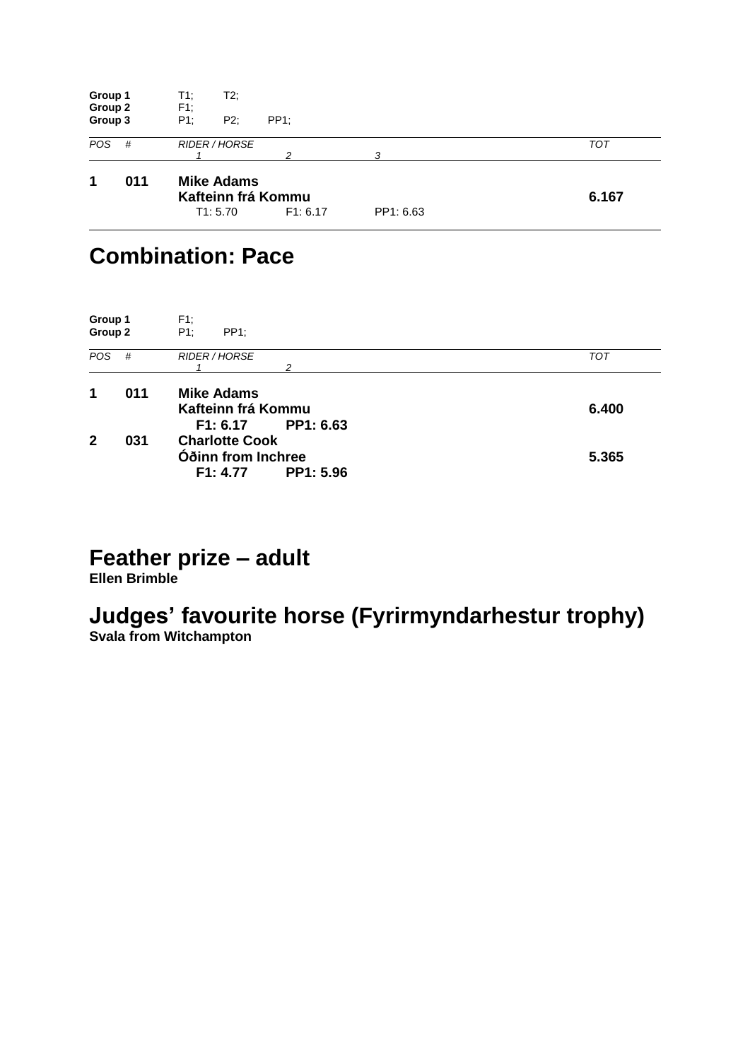**Group 1** T1; T2;
**Group 2** F1;
**Group 3** P1; P2; PP1;

| *POS* | *#* | *RIDER / HORSE* | | | *TOT* |
|---|---|---|---|---|---|
| | | *1* | *2* | *3* | |
| **1** | **011** | **Mike Adams**<br>**Kafteinn frá Kommu** | | | **6.167** |
| | | T1: 5.70 | F1: 6.17 | PP1: 6.63 | |

## Combination: Pace

**Group 1** F1;
**Group 2** P1; PP1;

| *POS* | *#* | *RIDER / HORSE* | | *TOT* |
|---|---|---|---|---|
| | | *1* | *2* | |
| **1** | **011** | **Mike Adams**<br>**Kafteinn frá Kommu** | | **6.400** |
| | | **F1: 6.17** | **PP1: 6.63** | |
| **2** | **031** | **Charlotte Cook**<br>**Óðinn from Inchree** | | **5.365** |
| | | **F1: 4.77** | **PP1: 5.96** | |

## Feather prize – adult

**Ellen Brimble**

## Judges' favourite horse (Fyrirmyndarhestur trophy)

**Svala from Witchampton**